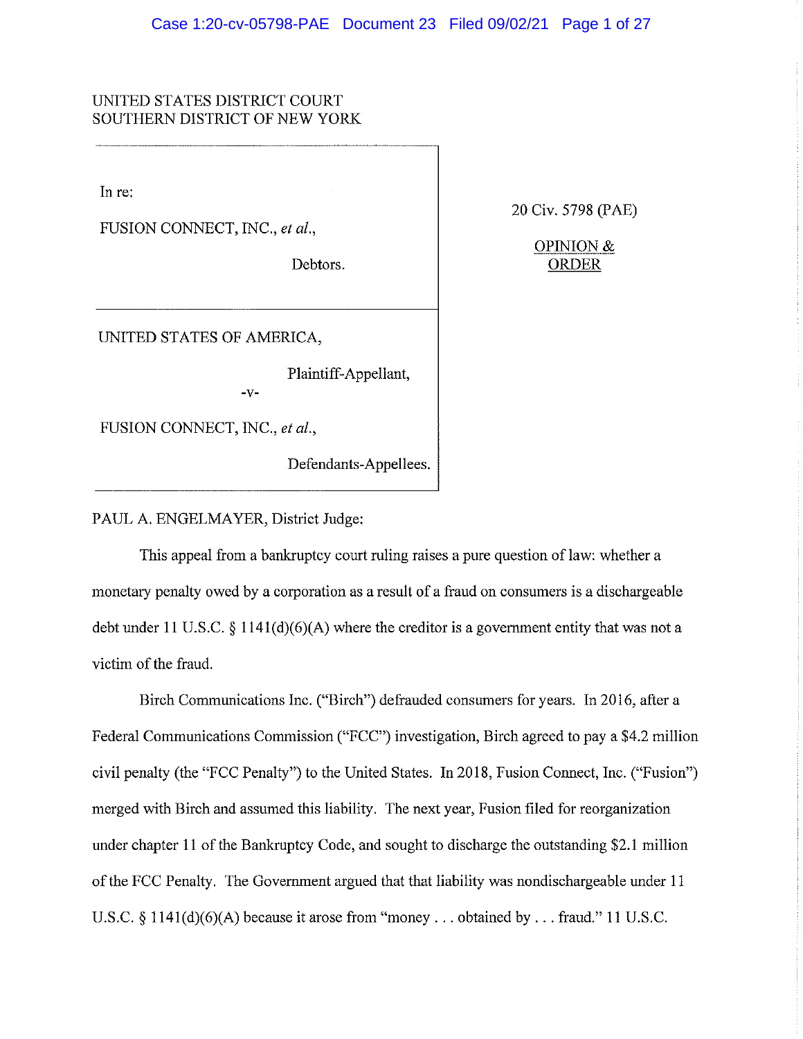UNITED STATES DISTRICT COURT
SOUTHERN DISTRICT OF NEW YORK

In re:

FUSION CONNECT, INC., *et al.*,

Debtors.

---

UNITED STATES OF AMERICA,

Plaintiff-Appellant,

-v-

FUSION CONNECT, INC., *et al.*,

Defendants-Appellees.

---

20 Civ. 5798 (PAE)

OPINION & ORDER

PAUL A. ENGELMAYER, District Judge:

This appeal from a bankruptcy court ruling raises a pure question of law: whether a monetary penalty owed by a corporation as a result of a fraud on consumers is a dischargeable debt under 11 U.S.C. § 1141(d)(6)(A) where the creditor is a government entity that was not a victim of the fraud.

Birch Communications Inc. ("Birch") defrauded consumers for years. In 2016, after a Federal Communications Commission ("FCC") investigation, Birch agreed to pay a $4.2 million civil penalty (the "FCC Penalty") to the United States. In 2018, Fusion Connect, Inc. ("Fusion") merged with Birch and assumed this liability. The next year, Fusion filed for reorganization under chapter 11 of the Bankruptcy Code, and sought to discharge the outstanding $2.1 million of the FCC Penalty. The Government argued that that liability was nondischargeable under 11 U.S.C. § 1141(d)(6)(A) because it arose from "money . . . obtained by . . . fraud." 11 U.S.C.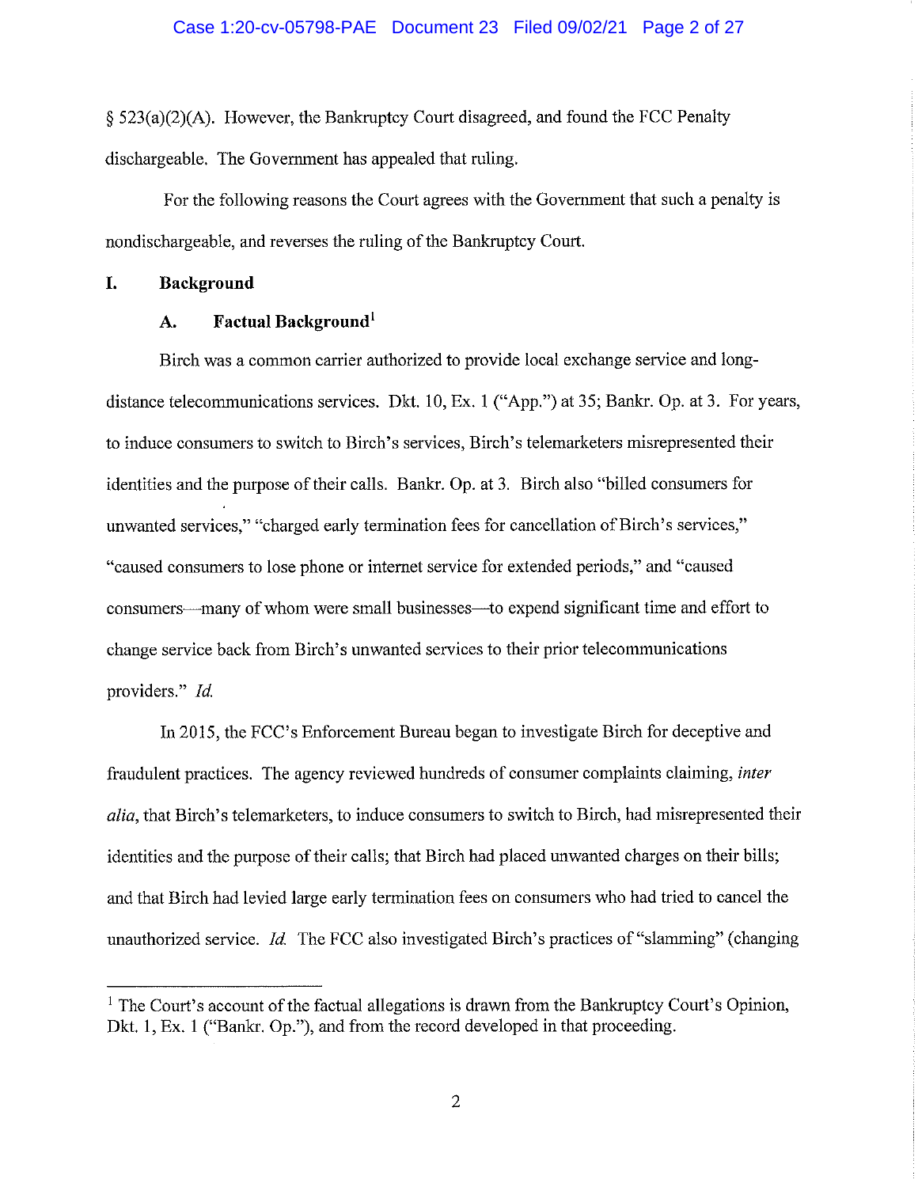§ 523(a)(2)(A). However, the Bankruptcy Court disagreed, and found the FCC Penalty dischargeable. The Government has appealed that ruling.

For the following reasons the Court agrees with the Government that such a penalty is nondischargeable, and reverses the ruling of the Bankruptcy Court.

## I. Background

### A. Factual Background[1]

Birch was a common carrier authorized to provide local exchange service and long-distance telecommunications services. Dkt. 10, Ex. 1 ("App.") at 35; Bankr. Op. at 3. For years, to induce consumers to switch to Birch's services, Birch's telemarketers misrepresented their identities and the purpose of their calls. Bankr. Op. at 3. Birch also "billed consumers for unwanted services," "charged early termination fees for cancellation of Birch's services," "caused consumers to lose phone or internet service for extended periods," and "caused consumers—many of whom were small businesses—to expend significant time and effort to change service back from Birch's unwanted services to their prior telecommunications providers." *Id.*

In 2015, the FCC's Enforcement Bureau began to investigate Birch for deceptive and fraudulent practices. The agency reviewed hundreds of consumer complaints claiming, *inter alia*, that Birch's telemarketers, to induce consumers to switch to Birch, had misrepresented their identities and the purpose of their calls; that Birch had placed unwanted charges on their bills; and that Birch had levied large early termination fees on consumers who had tried to cancel the unauthorized service. *Id.* The FCC also investigated Birch's practices of "slamming" (changing

---

[1] The Court's account of the factual allegations is drawn from the Bankruptcy Court's Opinion, Dkt. 1, Ex. 1 ("Bankr. Op."), and from the record developed in that proceeding.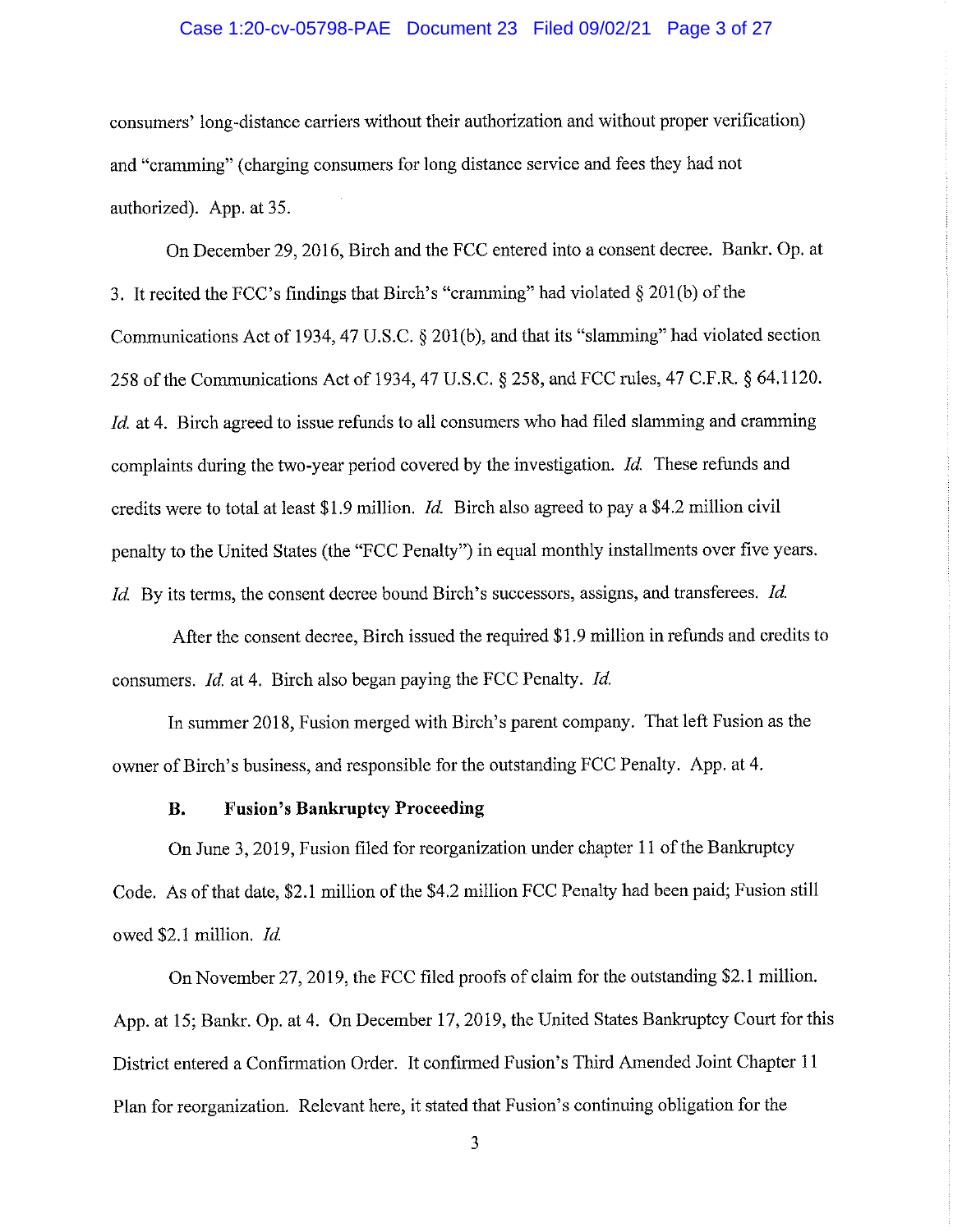consumers' long-distance carriers without their authorization and without proper verification) and "cramming" (charging consumers for long distance service and fees they had not authorized). App. at 35.

On December 29, 2016, Birch and the FCC entered into a consent decree. Bankr. Op. at 3. It recited the FCC's findings that Birch's "cramming" had violated § 201(b) of the Communications Act of 1934, 47 U.S.C. § 201(b), and that its "slamming" had violated section 258 of the Communications Act of 1934, 47 U.S.C. § 258, and FCC rules, 47 C.F.R. § 64.1120. *Id.* at 4. Birch agreed to issue refunds to all consumers who had filed slamming and cramming complaints during the two-year period covered by the investigation. *Id.* These refunds and credits were to total at least $1.9 million. *Id.* Birch also agreed to pay a $4.2 million civil penalty to the United States (the "FCC Penalty") in equal monthly installments over five years. *Id.* By its terms, the consent decree bound Birch's successors, assigns, and transferees. *Id.*

After the consent decree, Birch issued the required $1.9 million in refunds and credits to consumers. *Id.* at 4. Birch also began paying the FCC Penalty. *Id.*

In summer 2018, Fusion merged with Birch's parent company. That left Fusion as the owner of Birch's business, and responsible for the outstanding FCC Penalty. App. at 4.

### B. Fusion's Bankruptcy Proceeding

On June 3, 2019, Fusion filed for reorganization under chapter 11 of the Bankruptcy Code. As of that date, $2.1 million of the $4.2 million FCC Penalty had been paid; Fusion still owed $2.1 million. *Id.*

On November 27, 2019, the FCC filed proofs of claim for the outstanding $2.1 million. App. at 15; Bankr. Op. at 4. On December 17, 2019, the United States Bankruptcy Court for this District entered a Confirmation Order. It confirmed Fusion's Third Amended Joint Chapter 11 Plan for reorganization. Relevant here, it stated that Fusion's continuing obligation for the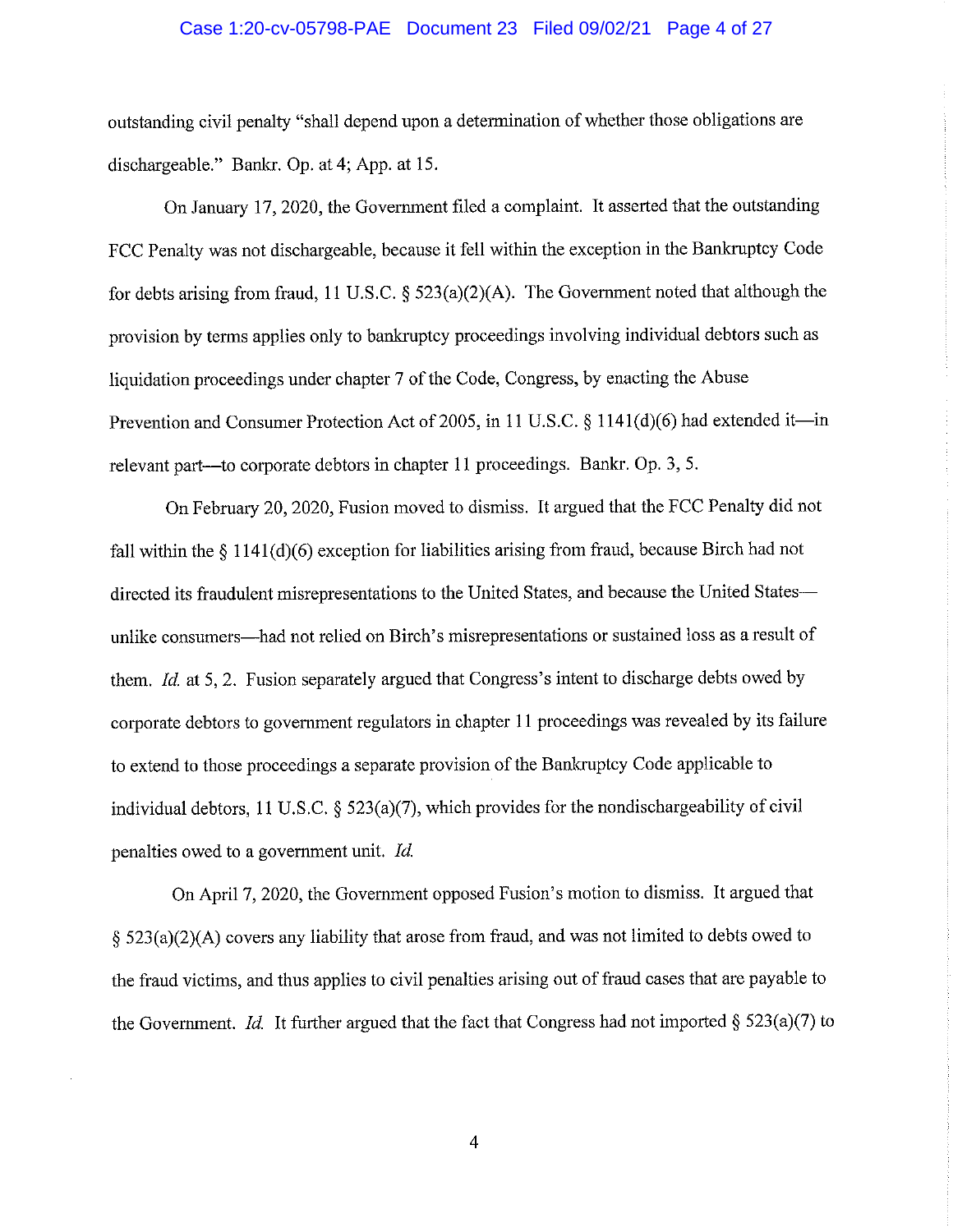outstanding civil penalty "shall depend upon a determination of whether those obligations are dischargeable." Bankr. Op. at 4; App. at 15.

On January 17, 2020, the Government filed a complaint. It asserted that the outstanding FCC Penalty was not dischargeable, because it fell within the exception in the Bankruptcy Code for debts arising from fraud, 11 U.S.C. § 523(a)(2)(A). The Government noted that although the provision by terms applies only to bankruptcy proceedings involving individual debtors such as liquidation proceedings under chapter 7 of the Code, Congress, by enacting the Abuse Prevention and Consumer Protection Act of 2005, in 11 U.S.C. § 1141(d)(6) had extended it—in relevant part—to corporate debtors in chapter 11 proceedings. Bankr. Op. 3, 5.

On February 20, 2020, Fusion moved to dismiss. It argued that the FCC Penalty did not fall within the § 1141(d)(6) exception for liabilities arising from fraud, because Birch had not directed its fraudulent misrepresentations to the United States, and because the United States—unlike consumers—had not relied on Birch's misrepresentations or sustained loss as a result of them. *Id.* at 5, 2. Fusion separately argued that Congress's intent to discharge debts owed by corporate debtors to government regulators in chapter 11 proceedings was revealed by its failure to extend to those proceedings a separate provision of the Bankruptcy Code applicable to individual debtors, 11 U.S.C. § 523(a)(7), which provides for the nondischargeability of civil penalties owed to a government unit. *Id.*

On April 7, 2020, the Government opposed Fusion's motion to dismiss. It argued that § 523(a)(2)(A) covers any liability that arose from fraud, and was not limited to debts owed to the fraud victims, and thus applies to civil penalties arising out of fraud cases that are payable to the Government. *Id.* It further argued that the fact that Congress had not imported § 523(a)(7) to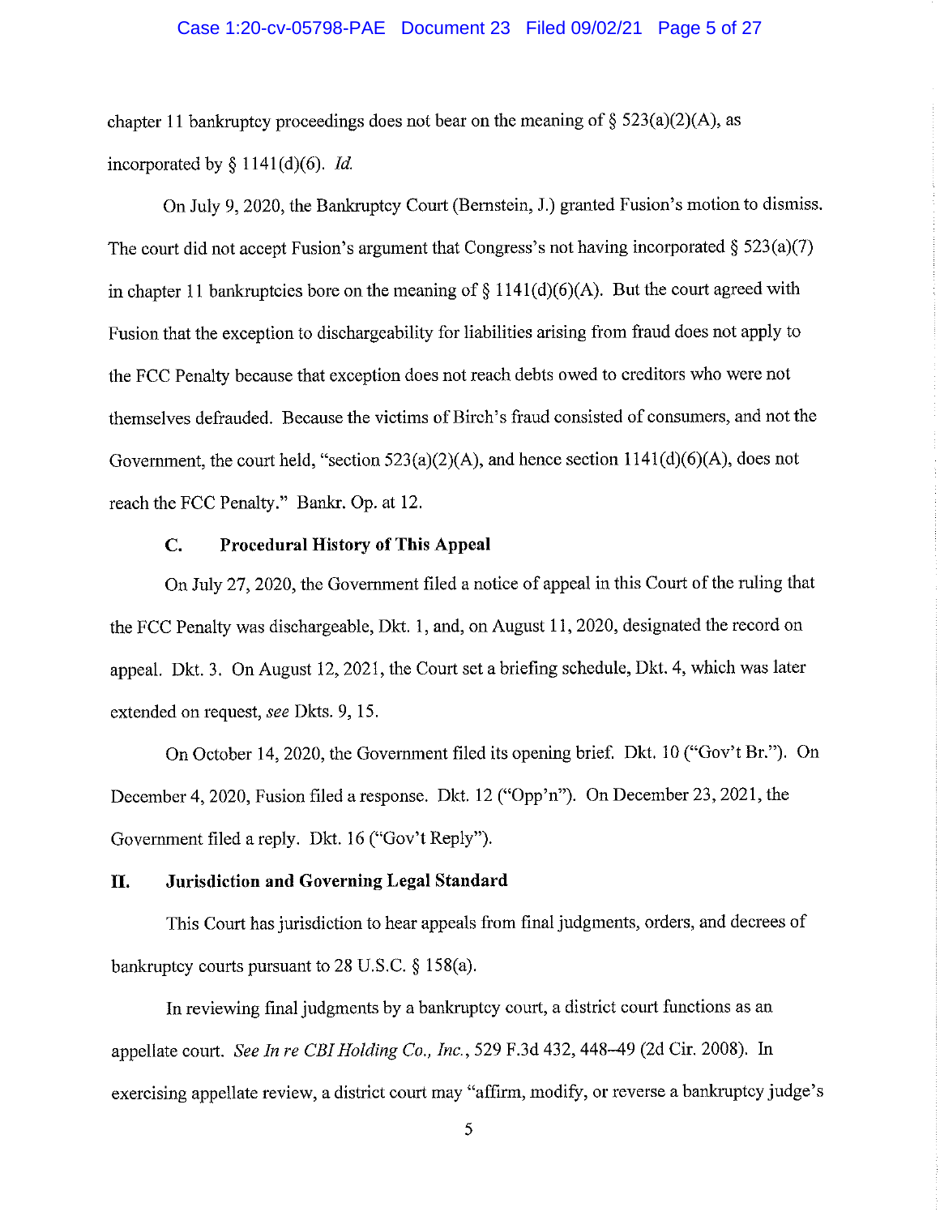chapter 11 bankruptcy proceedings does not bear on the meaning of § 523(a)(2)(A), as incorporated by § 1141(d)(6). *Id.*

On July 9, 2020, the Bankruptcy Court (Bernstein, J.) granted Fusion's motion to dismiss. The court did not accept Fusion's argument that Congress's not having incorporated § 523(a)(7) in chapter 11 bankruptcies bore on the meaning of § 1141(d)(6)(A). But the court agreed with Fusion that the exception to dischargeability for liabilities arising from fraud does not apply to the FCC Penalty because that exception does not reach debts owed to creditors who were not themselves defrauded. Because the victims of Birch's fraud consisted of consumers, and not the Government, the court held, "section 523(a)(2)(A), and hence section 1141(d)(6)(A), does not reach the FCC Penalty." Bankr. Op. at 12.

### C. Procedural History of This Appeal

On July 27, 2020, the Government filed a notice of appeal in this Court of the ruling that the FCC Penalty was dischargeable, Dkt. 1, and, on August 11, 2020, designated the record on appeal. Dkt. 3. On August 12, 2021, the Court set a briefing schedule, Dkt. 4, which was later extended on request, *see* Dkts. 9, 15.

On October 14, 2020, the Government filed its opening brief. Dkt. 10 ("Gov't Br."). On December 4, 2020, Fusion filed a response. Dkt. 12 ("Opp'n"). On December 23, 2021, the Government filed a reply. Dkt. 16 ("Gov't Reply").

## II. Jurisdiction and Governing Legal Standard

This Court has jurisdiction to hear appeals from final judgments, orders, and decrees of bankruptcy courts pursuant to 28 U.S.C. § 158(a).

In reviewing final judgments by a bankruptcy court, a district court functions as an appellate court. *See In re CBI Holding Co., Inc.*, 529 F.3d 432, 448–49 (2d Cir. 2008). In exercising appellate review, a district court may "affirm, modify, or reverse a bankruptcy judge's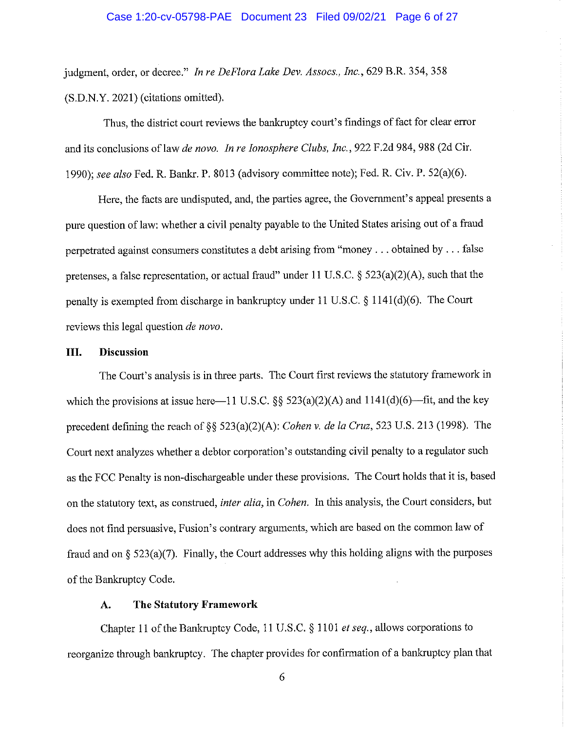judgment, order, or decree." *In re DeFlora Lake Dev. Assocs., Inc.*, 629 B.R. 354, 358 (S.D.N.Y. 2021) (citations omitted).

Thus, the district court reviews the bankruptcy court's findings of fact for clear error and its conclusions of law *de novo*. *In re Ionosphere Clubs, Inc.*, 922 F.2d 984, 988 (2d Cir. 1990); *see also* Fed. R. Bankr. P. 8013 (advisory committee note); Fed. R. Civ. P. 52(a)(6).

Here, the facts are undisputed, and, the parties agree, the Government's appeal presents a pure question of law: whether a civil penalty payable to the United States arising out of a fraud perpetrated against consumers constitutes a debt arising from "money . . . obtained by . . . false pretenses, a false representation, or actual fraud" under 11 U.S.C. § 523(a)(2)(A), such that the penalty is exempted from discharge in bankruptcy under 11 U.S.C. § 1141(d)(6). The Court reviews this legal question *de novo*.

## III. Discussion

The Court's analysis is in three parts. The Court first reviews the statutory framework in which the provisions at issue here—11 U.S.C. §§ 523(a)(2)(A) and 1141(d)(6)—fit, and the key precedent defining the reach of §§ 523(a)(2)(A): *Cohen v. de la Cruz*, 523 U.S. 213 (1998). The Court next analyzes whether a debtor corporation's outstanding civil penalty to a regulator such as the FCC Penalty is non-dischargeable under these provisions. The Court holds that it is, based on the statutory text, as construed, *inter alia*, in *Cohen*. In this analysis, the Court considers, but does not find persuasive, Fusion's contrary arguments, which are based on the common law of fraud and on § 523(a)(7). Finally, the Court addresses why this holding aligns with the purposes of the Bankruptcy Code.

### A. The Statutory Framework

Chapter 11 of the Bankruptcy Code, 11 U.S.C. § 1101 *et seq.*, allows corporations to reorganize through bankruptcy. The chapter provides for confirmation of a bankruptcy plan that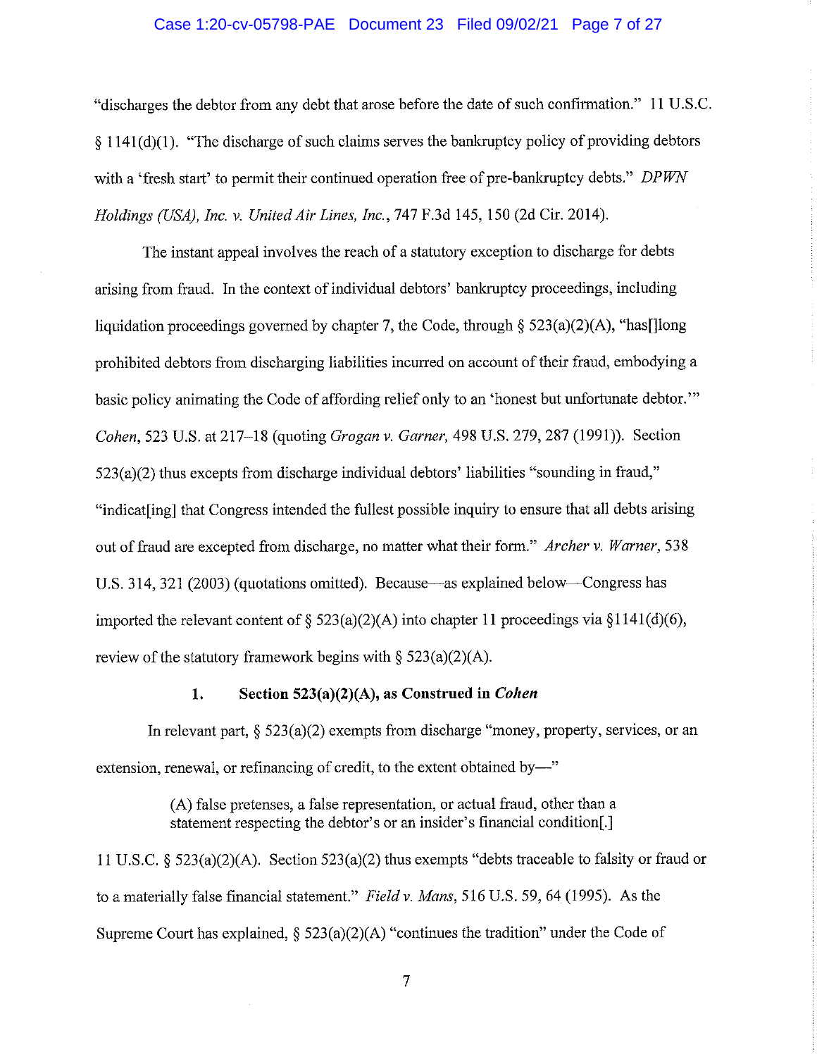"discharges the debtor from any debt that arose before the date of such confirmation." 11 U.S.C. § 1141(d)(1). "The discharge of such claims serves the bankruptcy policy of providing debtors with a 'fresh start' to permit their continued operation free of pre-bankruptcy debts." *DPWN Holdings (USA), Inc. v. United Air Lines, Inc.*, 747 F.3d 145, 150 (2d Cir. 2014).

The instant appeal involves the reach of a statutory exception to discharge for debts arising from fraud. In the context of individual debtors' bankruptcy proceedings, including liquidation proceedings governed by chapter 7, the Code, through § 523(a)(2)(A), "has[]long prohibited debtors from discharging liabilities incurred on account of their fraud, embodying a basic policy animating the Code of affording relief only to an 'honest but unfortunate debtor.'" *Cohen*, 523 U.S. at 217–18 (quoting *Grogan v. Garner*, 498 U.S. 279, 287 (1991)). Section 523(a)(2) thus excepts from discharge individual debtors' liabilities "sounding in fraud," "indicat[ing] that Congress intended the fullest possible inquiry to ensure that all debts arising out of fraud are excepted from discharge, no matter what their form." *Archer v. Warner*, 538 U.S. 314, 321 (2003) (quotations omitted). Because—as explained below—Congress has imported the relevant content of § 523(a)(2)(A) into chapter 11 proceedings via §1141(d)(6), review of the statutory framework begins with § 523(a)(2)(A).

### 1. Section 523(a)(2)(A), as Construed in *Cohen*

In relevant part, § 523(a)(2) exempts from discharge "money, property, services, or an extension, renewal, or refinancing of credit, to the extent obtained by—"

> (A) false pretenses, a false representation, or actual fraud, other than a statement respecting the debtor's or an insider's financial condition[.]

11 U.S.C. § 523(a)(2)(A). Section 523(a)(2) thus exempts "debts traceable to falsity or fraud or to a materially false financial statement." *Field v. Mans*, 516 U.S. 59, 64 (1995). As the Supreme Court has explained, § 523(a)(2)(A) "continues the tradition" under the Code of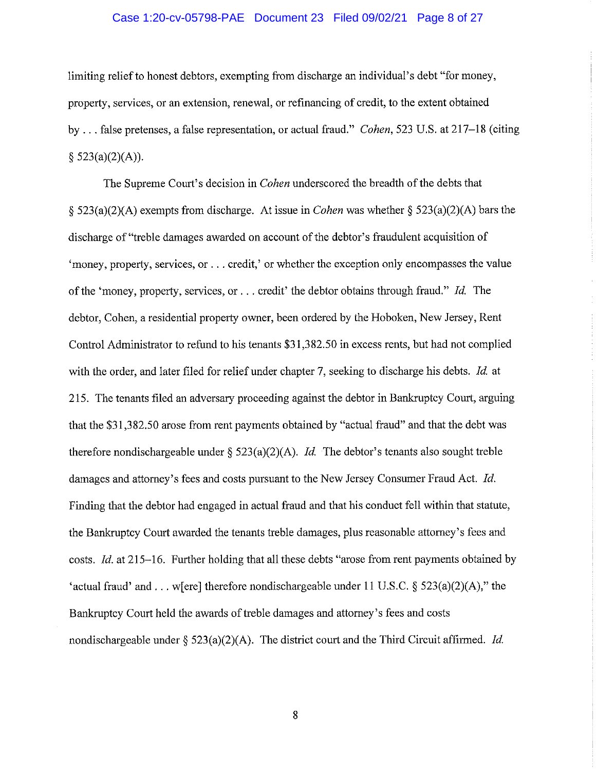limiting relief to honest debtors, exempting from discharge an individual's debt "for money, property, services, or an extension, renewal, or refinancing of credit, to the extent obtained by . . . false pretenses, a false representation, or actual fraud." *Cohen*, 523 U.S. at 217–18 (citing § 523(a)(2)(A)).

The Supreme Court's decision in *Cohen* underscored the breadth of the debts that § 523(a)(2)(A) exempts from discharge. At issue in *Cohen* was whether § 523(a)(2)(A) bars the discharge of "treble damages awarded on account of the debtor's fraudulent acquisition of 'money, property, services, or . . . credit,' or whether the exception only encompasses the value of the 'money, property, services, or . . . credit' the debtor obtains through fraud." *Id.* The debtor, Cohen, a residential property owner, been ordered by the Hoboken, New Jersey, Rent Control Administrator to refund to his tenants $31,382.50 in excess rents, but had not complied with the order, and later filed for relief under chapter 7, seeking to discharge his debts. *Id.* at 215. The tenants filed an adversary proceeding against the debtor in Bankruptcy Court, arguing that the $31,382.50 arose from rent payments obtained by "actual fraud" and that the debt was therefore nondischargeable under § 523(a)(2)(A). *Id.* The debtor's tenants also sought treble damages and attorney's fees and costs pursuant to the New Jersey Consumer Fraud Act. *Id.* Finding that the debtor had engaged in actual fraud and that his conduct fell within that statute, the Bankruptcy Court awarded the tenants treble damages, plus reasonable attorney's fees and costs. *Id.* at 215–16. Further holding that all these debts "arose from rent payments obtained by 'actual fraud' and . . . w[ere] therefore nondischargeable under 11 U.S.C. § 523(a)(2)(A)," the Bankruptcy Court held the awards of treble damages and attorney's fees and costs nondischargeable under § 523(a)(2)(A). The district court and the Third Circuit affirmed. *Id.*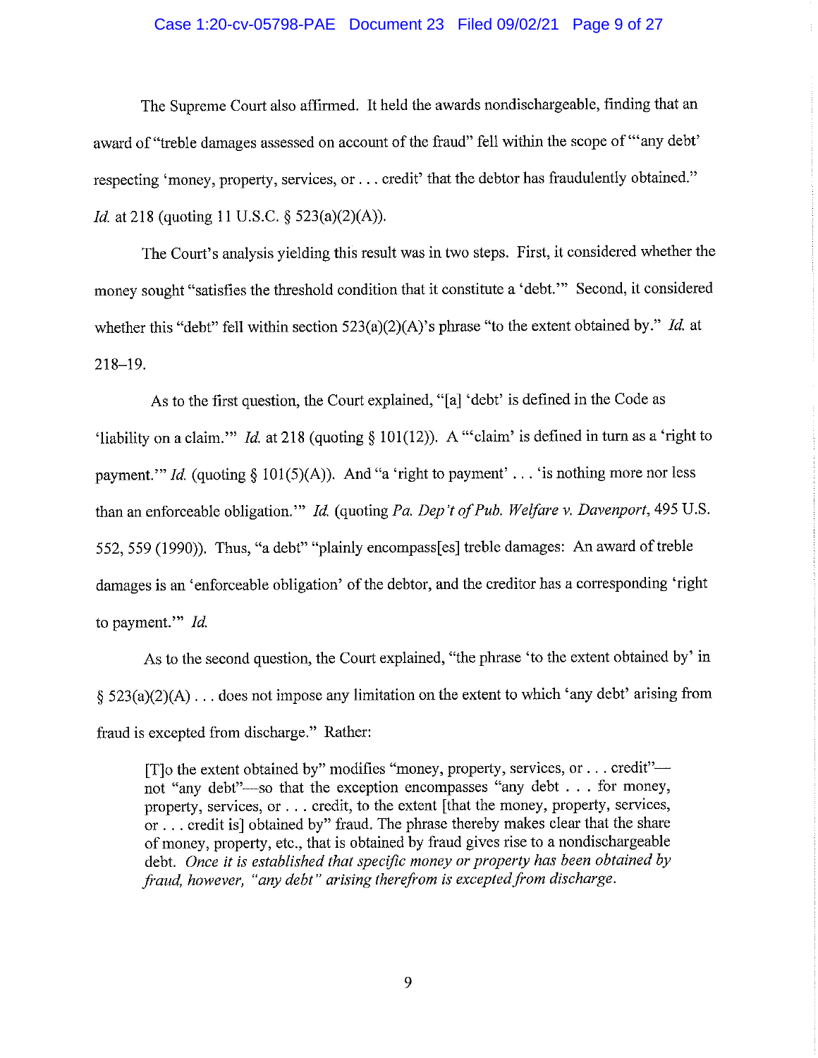The Supreme Court also affirmed. It held the awards nondischargeable, finding that an award of "treble damages assessed on account of the fraud" fell within the scope of "'any debt' respecting 'money, property, services, or . . . credit' that the debtor has fraudulently obtained." *Id.* at 218 (quoting 11 U.S.C. § 523(a)(2)(A)).

The Court's analysis yielding this result was in two steps. First, it considered whether the money sought "satisfies the threshold condition that it constitute a 'debt.'" Second, it considered whether this "debt" fell within section 523(a)(2)(A)'s phrase "to the extent obtained by." *Id.* at 218–19.

As to the first question, the Court explained, "[a] 'debt' is defined in the Code as 'liability on a claim.'" *Id.* at 218 (quoting § 101(12)). A "'claim' is defined in turn as a 'right to payment.'" *Id.* (quoting § 101(5)(A)). And "a 'right to payment' . . . 'is nothing more nor less than an enforceable obligation.'" *Id.* (quoting *Pa. Dep't of Pub. Welfare v. Davenport*, 495 U.S. 552, 559 (1990)). Thus, "a debt" "plainly encompass[es] treble damages: An award of treble damages is an 'enforceable obligation' of the debtor, and the creditor has a corresponding 'right to payment.'" *Id.*

As to the second question, the Court explained, "the phrase 'to the extent obtained by' in § 523(a)(2)(A) . . . does not impose any limitation on the extent to which 'any debt' arising from fraud is excepted from discharge." Rather:

> [T]o the extent obtained by" modifies "money, property, services, or . . . credit"—not "any debt"—so that the exception encompasses "any debt . . . for money, property, services, or . . . credit, to the extent [that the money, property, services, or . . . credit is] obtained by" fraud. The phrase thereby makes clear that the share of money, property, etc., that is obtained by fraud gives rise to a nondischargeable debt. *Once it is established that specific money or property has been obtained by fraud, however, "any debt" arising therefrom is excepted from discharge.*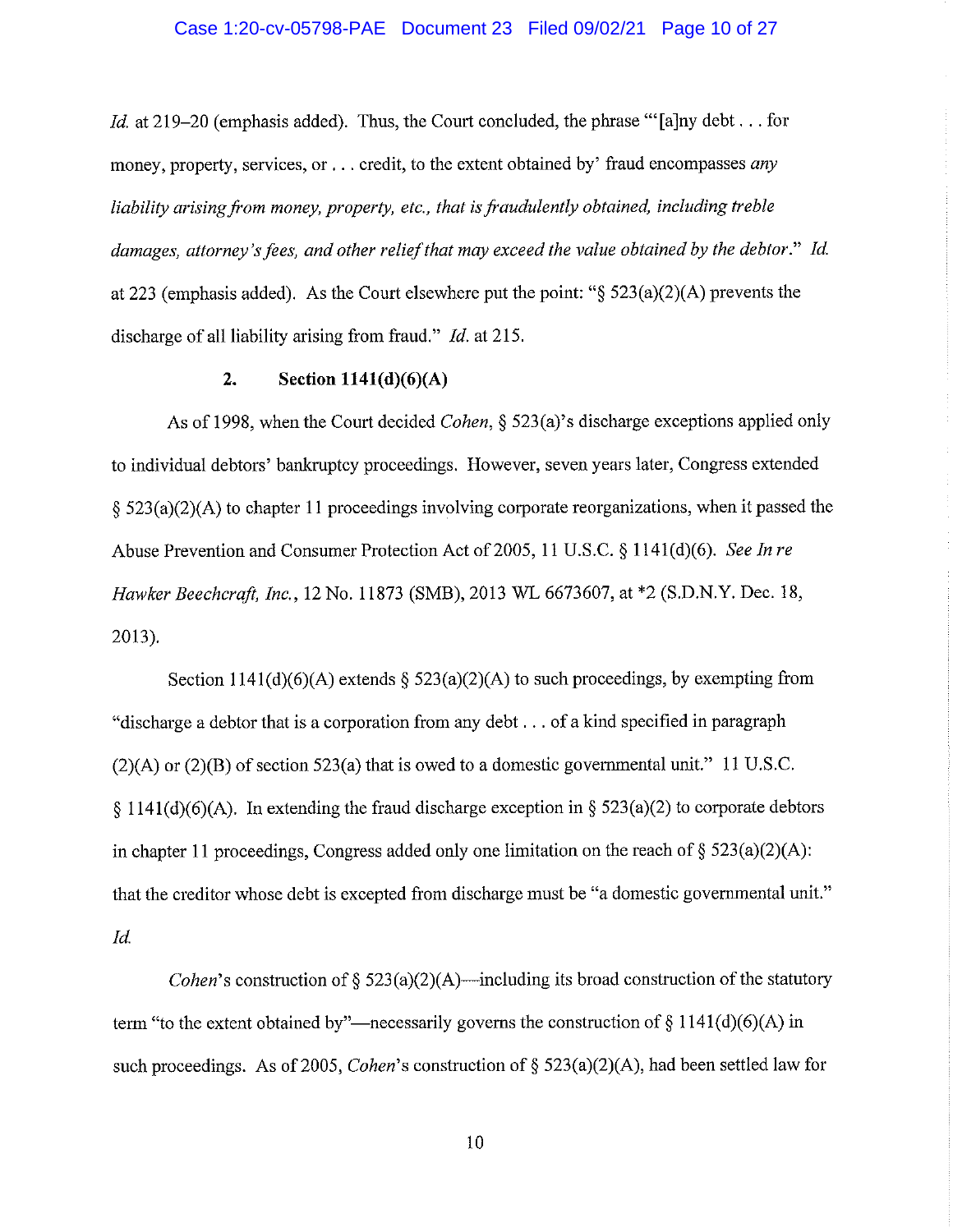*Id.* at 219–20 (emphasis added). Thus, the Court concluded, the phrase "'[a]ny debt . . . for money, property, services, or . . . credit, to the extent obtained by' fraud encompasses *any liability arising from money, property, etc., that is fraudulently obtained, including treble damages, attorney's fees, and other relief that may exceed the value obtained by the debtor*." *Id.* at 223 (emphasis added). As the Court elsewhere put the point: "§ 523(a)(2)(A) prevents the discharge of all liability arising from fraud." *Id.* at 215.

### 2. Section 1141(d)(6)(A)

As of 1998, when the Court decided *Cohen*, § 523(a)'s discharge exceptions applied only to individual debtors' bankruptcy proceedings. However, seven years later, Congress extended § 523(a)(2)(A) to chapter 11 proceedings involving corporate reorganizations, when it passed the Abuse Prevention and Consumer Protection Act of 2005, 11 U.S.C. § 1141(d)(6). *See In re Hawker Beechcraft, Inc.*, 12 No. 11873 (SMB), 2013 WL 6673607, at *2 (S.D.N.Y. Dec. 18, 2013).

Section 1141(d)(6)(A) extends § 523(a)(2)(A) to such proceedings, by exempting from "discharge a debtor that is a corporation from any debt . . . of a kind specified in paragraph (2)(A) or (2)(B) of section 523(a) that is owed to a domestic governmental unit." 11 U.S.C. § 1141(d)(6)(A). In extending the fraud discharge exception in § 523(a)(2) to corporate debtors in chapter 11 proceedings, Congress added only one limitation on the reach of § 523(a)(2)(A): that the creditor whose debt is excepted from discharge must be "a domestic governmental unit." *Id.*

*Cohen*'s construction of § 523(a)(2)(A)—including its broad construction of the statutory term "to the extent obtained by"—necessarily governs the construction of § 1141(d)(6)(A) in such proceedings. As of 2005, *Cohen*'s construction of § 523(a)(2)(A), had been settled law for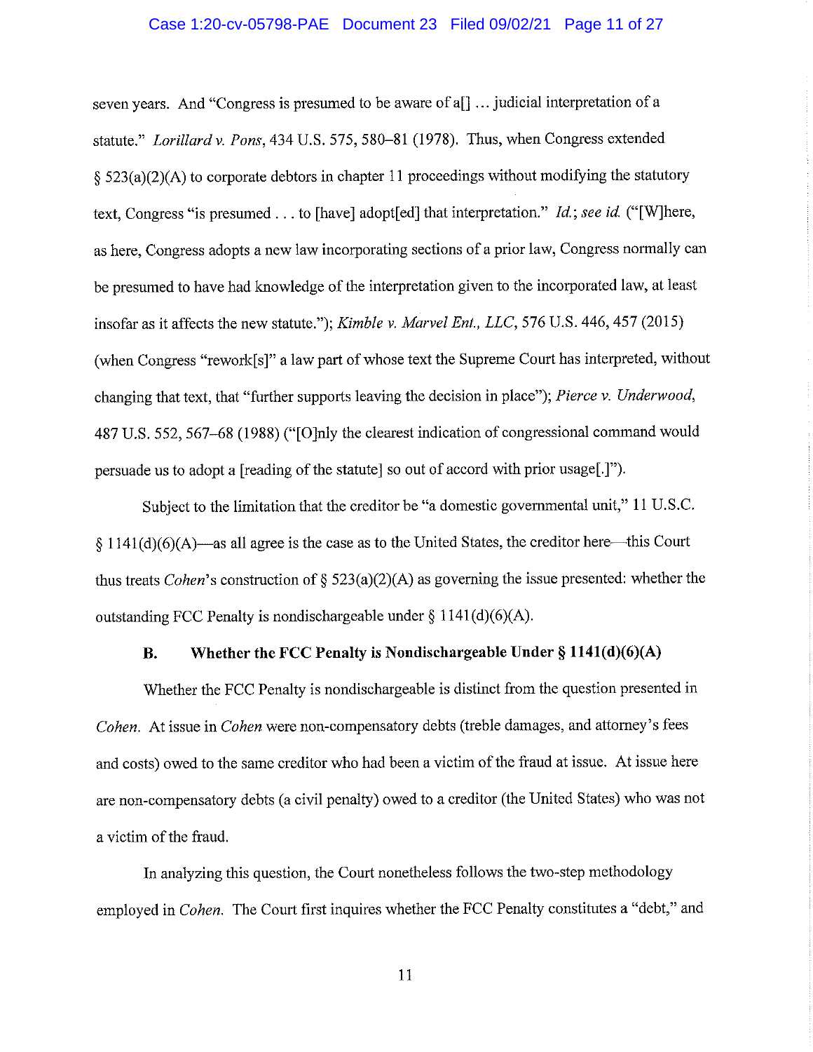seven years. And "Congress is presumed to be aware of a[] … judicial interpretation of a statute." *Lorillard v. Pons*, 434 U.S. 575, 580–81 (1978). Thus, when Congress extended § 523(a)(2)(A) to corporate debtors in chapter 11 proceedings without modifying the statutory text, Congress "is presumed . . . to [have] adopt[ed] that interpretation." *Id.*; *see id.* ("[W]here, as here, Congress adopts a new law incorporating sections of a prior law, Congress normally can be presumed to have had knowledge of the interpretation given to the incorporated law, at least insofar as it affects the new statute."); *Kimble v. Marvel Ent., LLC*, 576 U.S. 446, 457 (2015) (when Congress "rework[s]" a law part of whose text the Supreme Court has interpreted, without changing that text, that "further supports leaving the decision in place"); *Pierce v. Underwood*, 487 U.S. 552, 567–68 (1988) ("[O]nly the clearest indication of congressional command would persuade us to adopt a [reading of the statute] so out of accord with prior usage[.]").

Subject to the limitation that the creditor be "a domestic governmental unit," 11 U.S.C. § 1141(d)(6)(A)—as all agree is the case as to the United States, the creditor here—this Court thus treats *Cohen*'s construction of § 523(a)(2)(A) as governing the issue presented: whether the outstanding FCC Penalty is nondischargeable under § 1141(d)(6)(A).

### B. Whether the FCC Penalty is Nondischargeable Under § 1141(d)(6)(A)

Whether the FCC Penalty is nondischargeable is distinct from the question presented in *Cohen*. At issue in *Cohen* were non-compensatory debts (treble damages, and attorney's fees and costs) owed to the same creditor who had been a victim of the fraud at issue. At issue here are non-compensatory debts (a civil penalty) owed to a creditor (the United States) who was not a victim of the fraud.

In analyzing this question, the Court nonetheless follows the two-step methodology employed in *Cohen*. The Court first inquires whether the FCC Penalty constitutes a "debt," and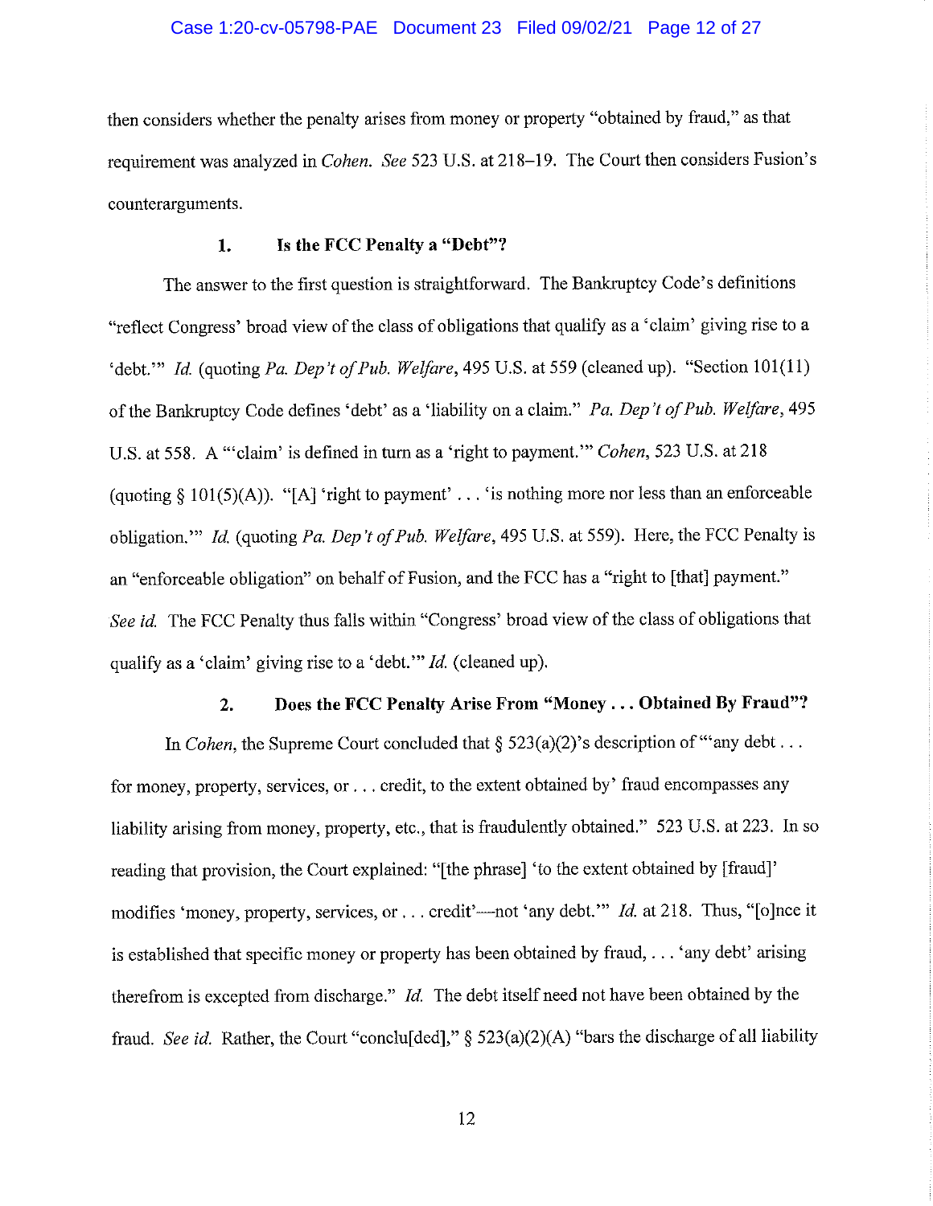then considers whether the penalty arises from money or property "obtained by fraud," as that requirement was analyzed in *Cohen*. *See* 523 U.S. at 218–19. The Court then considers Fusion's counterarguments.

### 1. Is the FCC Penalty a "Debt"?

The answer to the first question is straightforward. The Bankruptcy Code's definitions "reflect Congress' broad view of the class of obligations that qualify as a 'claim' giving rise to a 'debt.'" *Id.* (quoting *Pa. Dep't of Pub. Welfare*, 495 U.S. at 559 (cleaned up). "Section 101(11) of the Bankruptcy Code defines 'debt' as a 'liability on a claim.'" *Pa. Dep't of Pub. Welfare*, 495 U.S. at 558. A "'claim' is defined in turn as a 'right to payment.'" *Cohen*, 523 U.S. at 218 (quoting § 101(5)(A)). "[A] 'right to payment' . . . 'is nothing more nor less than an enforceable obligation.'" *Id.* (quoting *Pa. Dep't of Pub. Welfare*, 495 U.S. at 559). Here, the FCC Penalty is an "enforceable obligation" on behalf of Fusion, and the FCC has a "right to [that] payment." *See id.* The FCC Penalty thus falls within "Congress' broad view of the class of obligations that qualify as a 'claim' giving rise to a 'debt.'" *Id.* (cleaned up).

### 2. Does the FCC Penalty Arise From "Money . . . Obtained By Fraud"?

In *Cohen*, the Supreme Court concluded that § 523(a)(2)'s description of "'any debt . . . for money, property, services, or . . . credit, to the extent obtained by' fraud encompasses any liability arising from money, property, etc., that is fraudulently obtained." 523 U.S. at 223. In so reading that provision, the Court explained: "[the phrase] 'to the extent obtained by [fraud]' modifies 'money, property, services, or . . . credit'—not 'any debt.'" *Id.* at 218. Thus, "[o]nce it is established that specific money or property has been obtained by fraud, . . . 'any debt' arising therefrom is excepted from discharge." *Id.* The debt itself need not have been obtained by the fraud. *See id.* Rather, the Court "conclu[ded]," § 523(a)(2)(A) "bars the discharge of all liability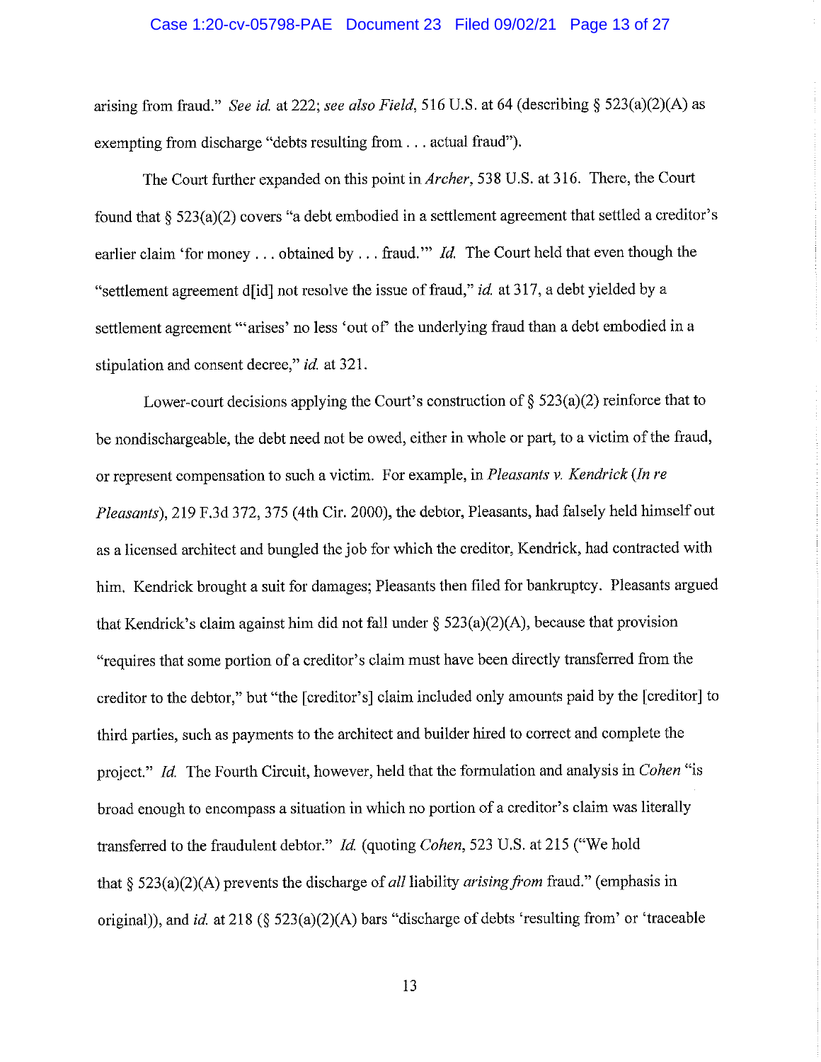arising from fraud." *See id.* at 222; *see also Field*, 516 U.S. at 64 (describing § 523(a)(2)(A) as exempting from discharge "debts resulting from . . . actual fraud").

The Court further expanded on this point in *Archer*, 538 U.S. at 316. There, the Court found that § 523(a)(2) covers "a debt embodied in a settlement agreement that settled a creditor's earlier claim 'for money . . . obtained by . . . fraud.'" *Id.* The Court held that even though the "settlement agreement d[id] not resolve the issue of fraud," *id.* at 317, a debt yielded by a settlement agreement "'arises' no less 'out of' the underlying fraud than a debt embodied in a stipulation and consent decree," *id.* at 321.

Lower-court decisions applying the Court's construction of § 523(a)(2) reinforce that to be nondischargeable, the debt need not be owed, either in whole or part, to a victim of the fraud, or represent compensation to such a victim. For example, in *Pleasants v. Kendrick (In re Pleasants)*, 219 F.3d 372, 375 (4th Cir. 2000), the debtor, Pleasants, had falsely held himself out as a licensed architect and bungled the job for which the creditor, Kendrick, had contracted with him. Kendrick brought a suit for damages; Pleasants then filed for bankruptcy. Pleasants argued that Kendrick's claim against him did not fall under § 523(a)(2)(A), because that provision "requires that some portion of a creditor's claim must have been directly transferred from the creditor to the debtor," but "the [creditor's] claim included only amounts paid by the [creditor] to third parties, such as payments to the architect and builder hired to correct and complete the project." *Id.* The Fourth Circuit, however, held that the formulation and analysis in *Cohen* "is broad enough to encompass a situation in which no portion of a creditor's claim was literally transferred to the fraudulent debtor." *Id.* (quoting *Cohen*, 523 U.S. at 215 ("We hold that § 523(a)(2)(A) prevents the discharge of *all* liability *arising from* fraud." (emphasis in original)), and *id.* at 218 (§ 523(a)(2)(A) bars "discharge of debts 'resulting from' or 'traceable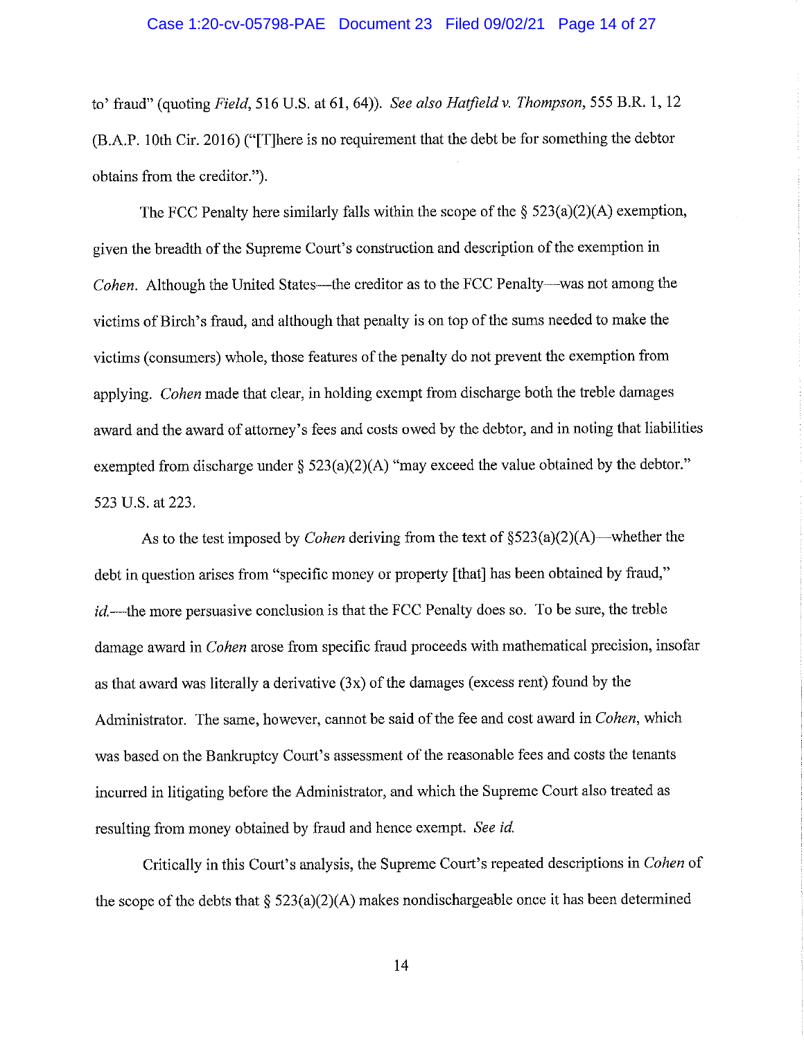to' fraud" (quoting *Field*, 516 U.S. at 61, 64)). *See also Hatfield v. Thompson*, 555 B.R. 1, 12 (B.A.P. 10th Cir. 2016) ("[T]here is no requirement that the debt be for something the debtor obtains from the creditor.").

The FCC Penalty here similarly falls within the scope of the § 523(a)(2)(A) exemption, given the breadth of the Supreme Court's construction and description of the exemption in *Cohen*. Although the United States—the creditor as to the FCC Penalty—was not among the victims of Birch's fraud, and although that penalty is on top of the sums needed to make the victims (consumers) whole, those features of the penalty do not prevent the exemption from applying. *Cohen* made that clear, in holding exempt from discharge both the treble damages award and the award of attorney's fees and costs owed by the debtor, and in noting that liabilities exempted from discharge under § 523(a)(2)(A) "may exceed the value obtained by the debtor." 523 U.S. at 223.

As to the test imposed by *Cohen* deriving from the text of §523(a)(2)(A)—whether the debt in question arises from "specific money or property [that] has been obtained by fraud," *id.*—the more persuasive conclusion is that the FCC Penalty does so. To be sure, the treble damage award in *Cohen* arose from specific fraud proceeds with mathematical precision, insofar as that award was literally a derivative (3x) of the damages (excess rent) found by the Administrator. The same, however, cannot be said of the fee and cost award in *Cohen*, which was based on the Bankruptcy Court's assessment of the reasonable fees and costs the tenants incurred in litigating before the Administrator, and which the Supreme Court also treated as resulting from money obtained by fraud and hence exempt. *See id.*

Critically in this Court's analysis, the Supreme Court's repeated descriptions in *Cohen* of the scope of the debts that § 523(a)(2)(A) makes nondischargeable once it has been determined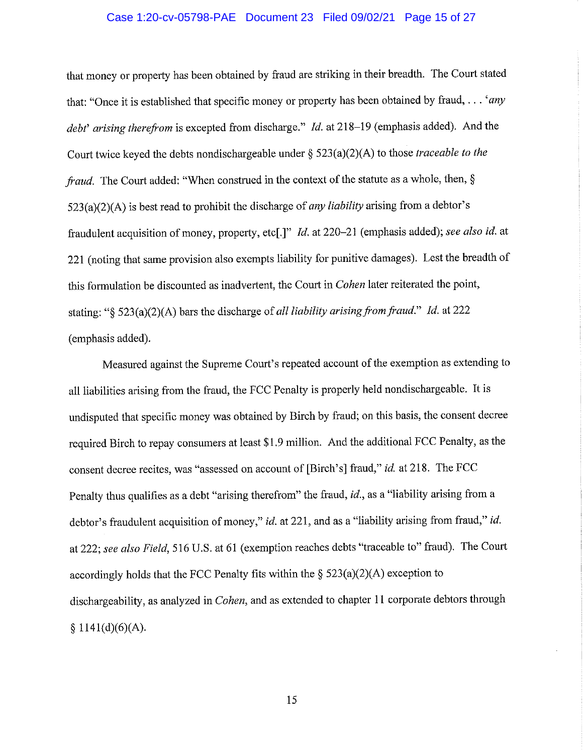that money or property has been obtained by fraud are striking in their breadth. The Court stated that: "Once it is established that specific money or property has been obtained by fraud, . . . '*any debt*' *arising therefrom* is excepted from discharge." *Id.* at 218–19 (emphasis added). And the Court twice keyed the debts nondischargeable under § 523(a)(2)(A) to those *traceable to the fraud*. The Court added: "When construed in the context of the statute as a whole, then, § 523(a)(2)(A) is best read to prohibit the discharge of *any liability* arising from a debtor's fraudulent acquisition of money, property, etc[.]" *Id.* at 220–21 (emphasis added); *see also id.* at 221 (noting that same provision also exempts liability for punitive damages). Lest the breadth of this formulation be discounted as inadvertent, the Court in *Cohen* later reiterated the point, stating: "§ 523(a)(2)(A) bars the discharge of *all liability arising from fraud*." *Id.* at 222 (emphasis added).

Measured against the Supreme Court's repeated account of the exemption as extending to all liabilities arising from the fraud, the FCC Penalty is properly held nondischargeable. It is undisputed that specific money was obtained by Birch by fraud; on this basis, the consent decree required Birch to repay consumers at least $1.9 million. And the additional FCC Penalty, as the consent decree recites, was "assessed on account of [Birch's] fraud," *id.* at 218. The FCC Penalty thus qualifies as a debt "arising therefrom" the fraud, *id.*, as a "liability arising from a debtor's fraudulent acquisition of money," *id.* at 221, and as a "liability arising from fraud," *id.* at 222; *see also Field*, 516 U.S. at 61 (exemption reaches debts "traceable to" fraud). The Court accordingly holds that the FCC Penalty fits within the § 523(a)(2)(A) exception to dischargeability, as analyzed in *Cohen*, and as extended to chapter 11 corporate debtors through § 1141(d)(6)(A).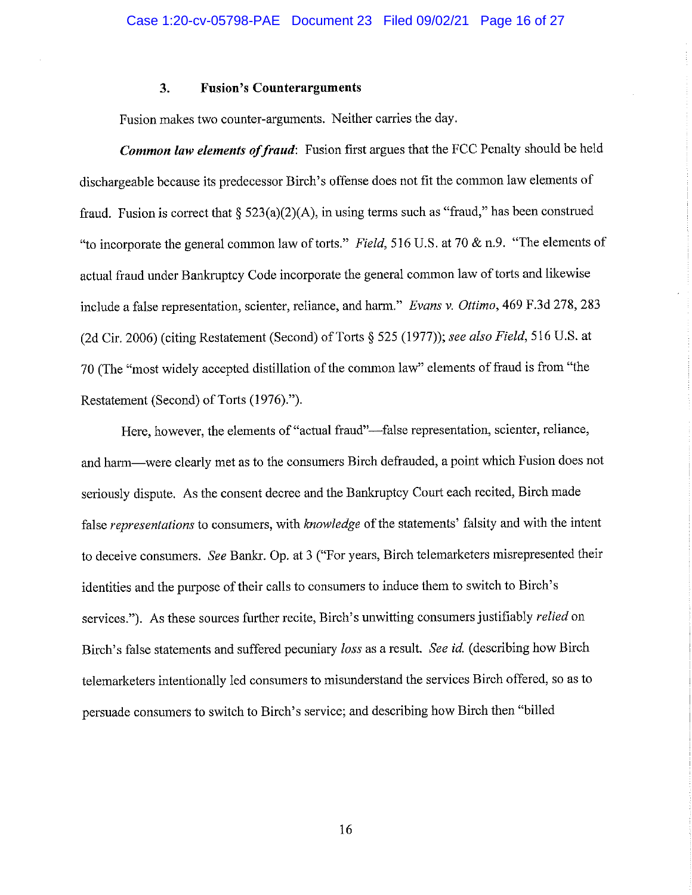### 3. Fusion's Counterarguments

Fusion makes two counter-arguments. Neither carries the day.

***Common law elements of fraud***: Fusion first argues that the FCC Penalty should be held dischargeable because its predecessor Birch's offense does not fit the common law elements of fraud. Fusion is correct that § 523(a)(2)(A), in using terms such as "fraud," has been construed "to incorporate the general common law of torts." *Field*, 516 U.S. at 70 & n.9. "The elements of actual fraud under Bankruptcy Code incorporate the general common law of torts and likewise include a false representation, scienter, reliance, and harm." *Evans v. Ottimo*, 469 F.3d 278, 283 (2d Cir. 2006) (citing Restatement (Second) of Torts § 525 (1977)); *see also Field*, 516 U.S. at 70 (The "most widely accepted distillation of the common law" elements of fraud is from "the Restatement (Second) of Torts (1976).").

Here, however, the elements of "actual fraud"—false representation, scienter, reliance, and harm—were clearly met as to the consumers Birch defrauded, a point which Fusion does not seriously dispute. As the consent decree and the Bankruptcy Court each recited, Birch made false *representations* to consumers, with *knowledge* of the statements' falsity and with the intent to deceive consumers. *See* Bankr. Op. at 3 ("For years, Birch telemarketers misrepresented their identities and the purpose of their calls to consumers to induce them to switch to Birch's services."). As these sources further recite, Birch's unwitting consumers justifiably *relied* on Birch's false statements and suffered pecuniary *loss* as a result. *See id.* (describing how Birch telemarketers intentionally led consumers to misunderstand the services Birch offered, so as to persuade consumers to switch to Birch's service; and describing how Birch then "billed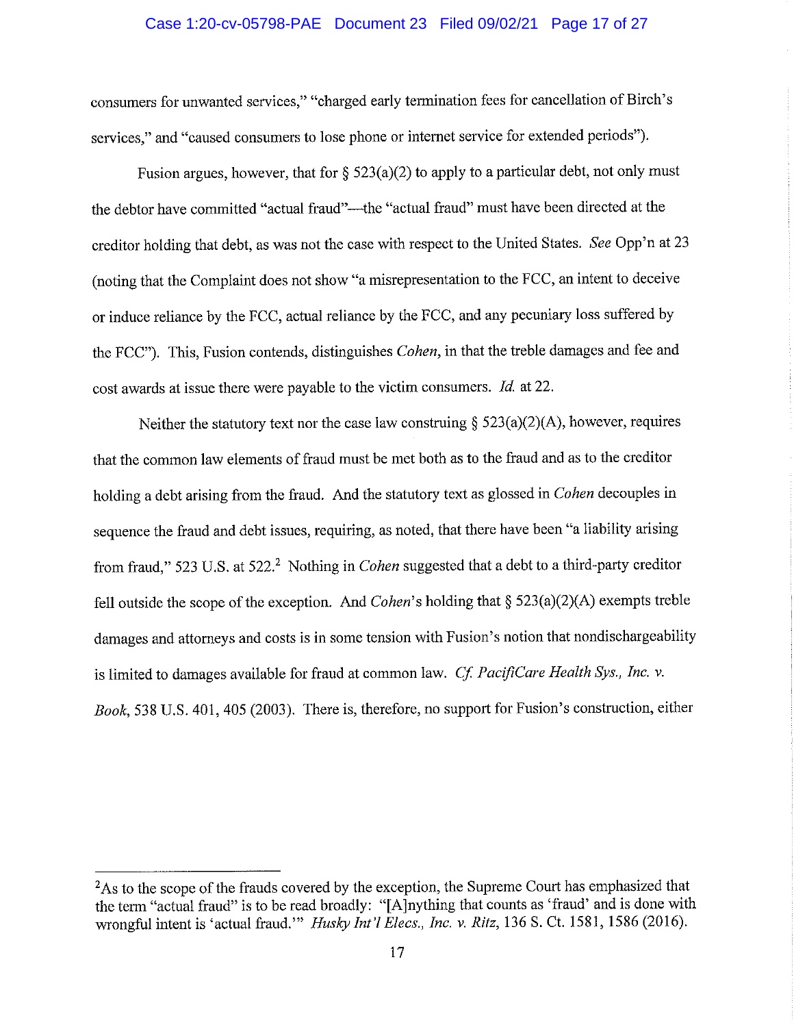consumers for unwanted services," "charged early termination fees for cancellation of Birch's services," and "caused consumers to lose phone or internet service for extended periods").

Fusion argues, however, that for § 523(a)(2) to apply to a particular debt, not only must the debtor have committed "actual fraud"—the "actual fraud" must have been directed at the creditor holding that debt, as was not the case with respect to the United States. *See* Opp'n at 23 (noting that the Complaint does not show "a misrepresentation to the FCC, an intent to deceive or induce reliance by the FCC, actual reliance by the FCC, and any pecuniary loss suffered by the FCC"). This, Fusion contends, distinguishes *Cohen*, in that the treble damages and fee and cost awards at issue there were payable to the victim consumers. *Id.* at 22.

Neither the statutory text nor the case law construing § 523(a)(2)(A), however, requires that the common law elements of fraud must be met both as to the fraud and as to the creditor holding a debt arising from the fraud. And the statutory text as glossed in *Cohen* decouples in sequence the fraud and debt issues, requiring, as noted, that there have been "a liability arising from fraud," 523 U.S. at 522.[2] Nothing in *Cohen* suggested that a debt to a third-party creditor fell outside the scope of the exception. And *Cohen*'s holding that § 523(a)(2)(A) exempts treble damages and attorneys and costs is in some tension with Fusion's notion that nondischargeability is limited to damages available for fraud at common law. *Cf. PacifiCare Health Sys., Inc. v. Book*, 538 U.S. 401, 405 (2003). There is, therefore, no support for Fusion's construction, either

---

[2]As to the scope of the frauds covered by the exception, the Supreme Court has emphasized that the term "actual fraud" is to be read broadly: "[A]nything that counts as 'fraud' and is done with wrongful intent is 'actual fraud.'" *Husky Int'l Elecs., Inc. v. Ritz*, 136 S. Ct. 1581, 1586 (2016).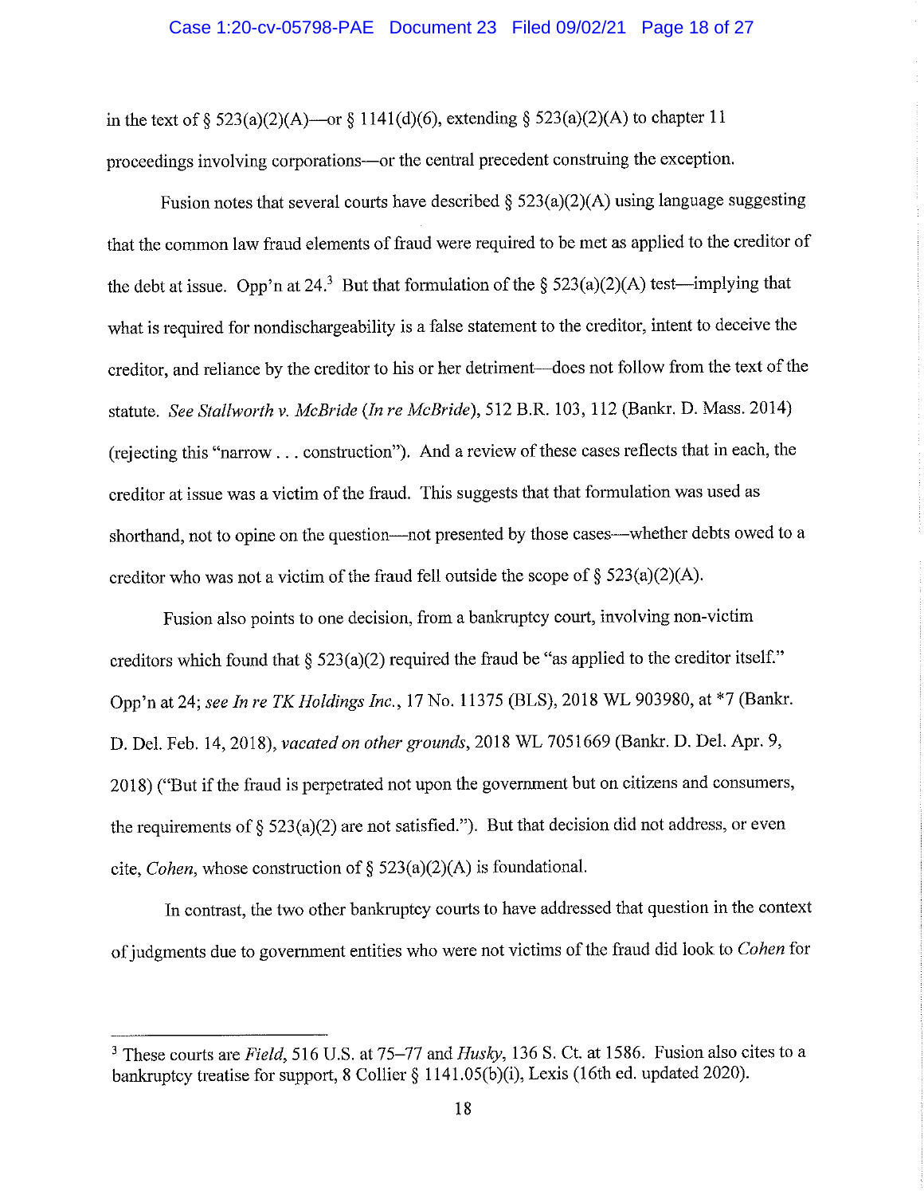in the text of § 523(a)(2)(A)—or § 1141(d)(6), extending § 523(a)(2)(A) to chapter 11 proceedings involving corporations—or the central precedent construing the exception.

Fusion notes that several courts have described § 523(a)(2)(A) using language suggesting that the common law fraud elements of fraud were required to be met as applied to the creditor of the debt at issue. Opp'n at 24.[3] But that formulation of the § 523(a)(2)(A) test—implying that what is required for nondischargeability is a false statement to the creditor, intent to deceive the creditor, and reliance by the creditor to his or her detriment—does not follow from the text of the statute. *See Stallworth v. McBride (In re McBride)*, 512 B.R. 103, 112 (Bankr. D. Mass. 2014) (rejecting this "narrow . . . construction"). And a review of these cases reflects that in each, the creditor at issue was a victim of the fraud. This suggests that that formulation was used as shorthand, not to opine on the question—not presented by those cases—whether debts owed to a creditor who was not a victim of the fraud fell outside the scope of § 523(a)(2)(A).

Fusion also points to one decision, from a bankruptcy court, involving non-victim creditors which found that § 523(a)(2) required the fraud be "as applied to the creditor itself." Opp'n at 24; *see In re TK Holdings Inc.*, 17 No. 11375 (BLS), 2018 WL 903980, at *7 (Bankr. D. Del. Feb. 14, 2018), *vacated on other grounds*, 2018 WL 7051669 (Bankr. D. Del. Apr. 9, 2018) ("But if the fraud is perpetrated not upon the government but on citizens and consumers, the requirements of § 523(a)(2) are not satisfied."). But that decision did not address, or even cite, *Cohen*, whose construction of § 523(a)(2)(A) is foundational.

In contrast, the two other bankruptcy courts to have addressed that question in the context of judgments due to government entities who were not victims of the fraud did look to *Cohen* for

---

[3] These courts are *Field*, 516 U.S. at 75–77 and *Husky*, 136 S. Ct. at 1586. Fusion also cites to a bankruptcy treatise for support, 8 Collier § 1141.05(b)(i), Lexis (16th ed. updated 2020).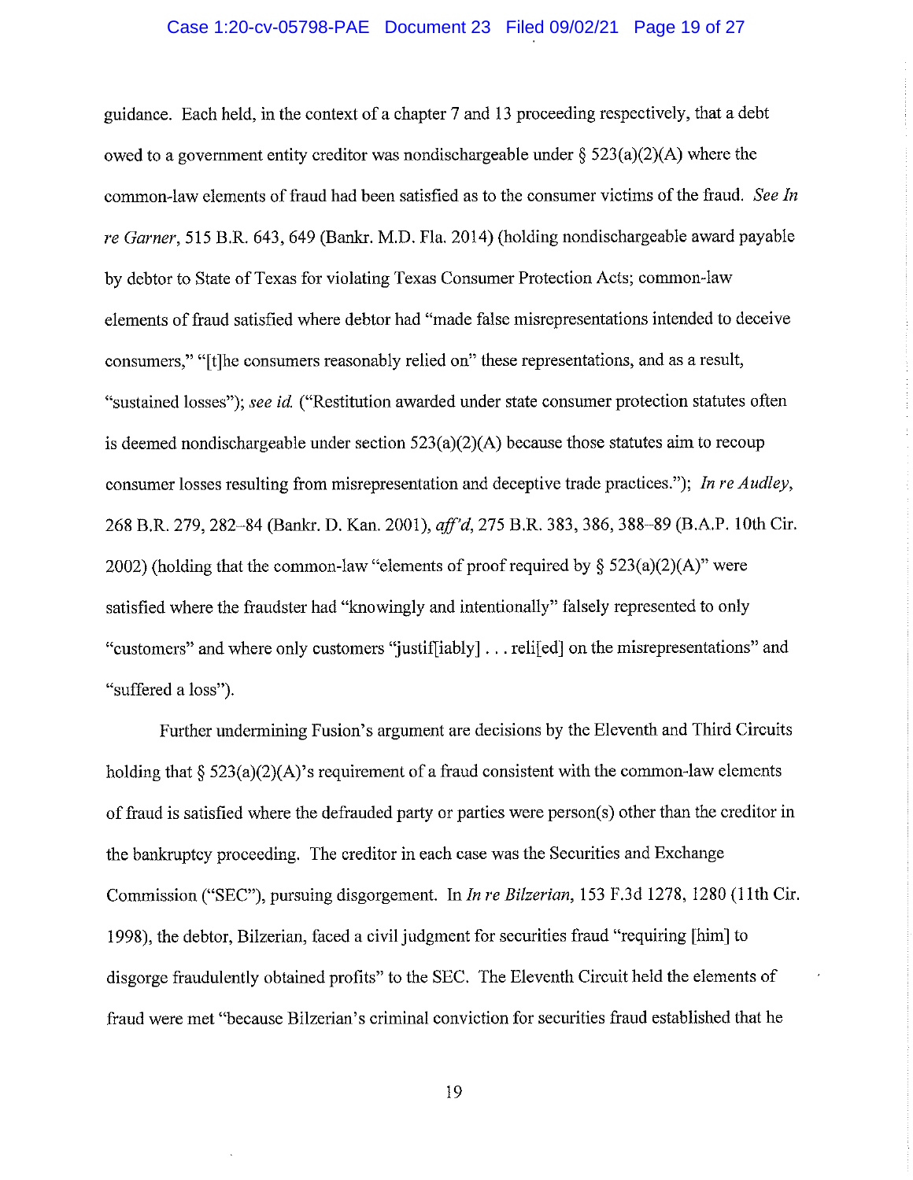guidance. Each held, in the context of a chapter 7 and 13 proceeding respectively, that a debt owed to a government entity creditor was nondischargeable under § 523(a)(2)(A) where the common-law elements of fraud had been satisfied as to the consumer victims of the fraud. *See In re Garner*, 515 B.R. 643, 649 (Bankr. M.D. Fla. 2014) (holding nondischargeable award payable by debtor to State of Texas for violating Texas Consumer Protection Acts; common-law elements of fraud satisfied where debtor had "made false misrepresentations intended to deceive consumers," "[t]he consumers reasonably relied on" these representations, and as a result, "sustained losses"); *see id.* ("Restitution awarded under state consumer protection statutes often is deemed nondischargeable under section 523(a)(2)(A) because those statutes aim to recoup consumer losses resulting from misrepresentation and deceptive trade practices."); *In re Audley*, 268 B.R. 279, 282–84 (Bankr. D. Kan. 2001), *aff'd*, 275 B.R. 383, 386, 388–89 (B.A.P. 10th Cir. 2002) (holding that the common-law "elements of proof required by § 523(a)(2)(A)" were satisfied where the fraudster had "knowingly and intentionally" falsely represented to only "customers" and where only customers "justif[iably] . . . reli[ed] on the misrepresentations" and "suffered a loss").

Further undermining Fusion's argument are decisions by the Eleventh and Third Circuits holding that § 523(a)(2)(A)'s requirement of a fraud consistent with the common-law elements of fraud is satisfied where the defrauded party or parties were person(s) other than the creditor in the bankruptcy proceeding. The creditor in each case was the Securities and Exchange Commission ("SEC"), pursuing disgorgement. In *In re Bilzerian*, 153 F.3d 1278, 1280 (11th Cir. 1998), the debtor, Bilzerian, faced a civil judgment for securities fraud "requiring [him] to disgorge fraudulently obtained profits" to the SEC. The Eleventh Circuit held the elements of fraud were met "because Bilzerian's criminal conviction for securities fraud established that he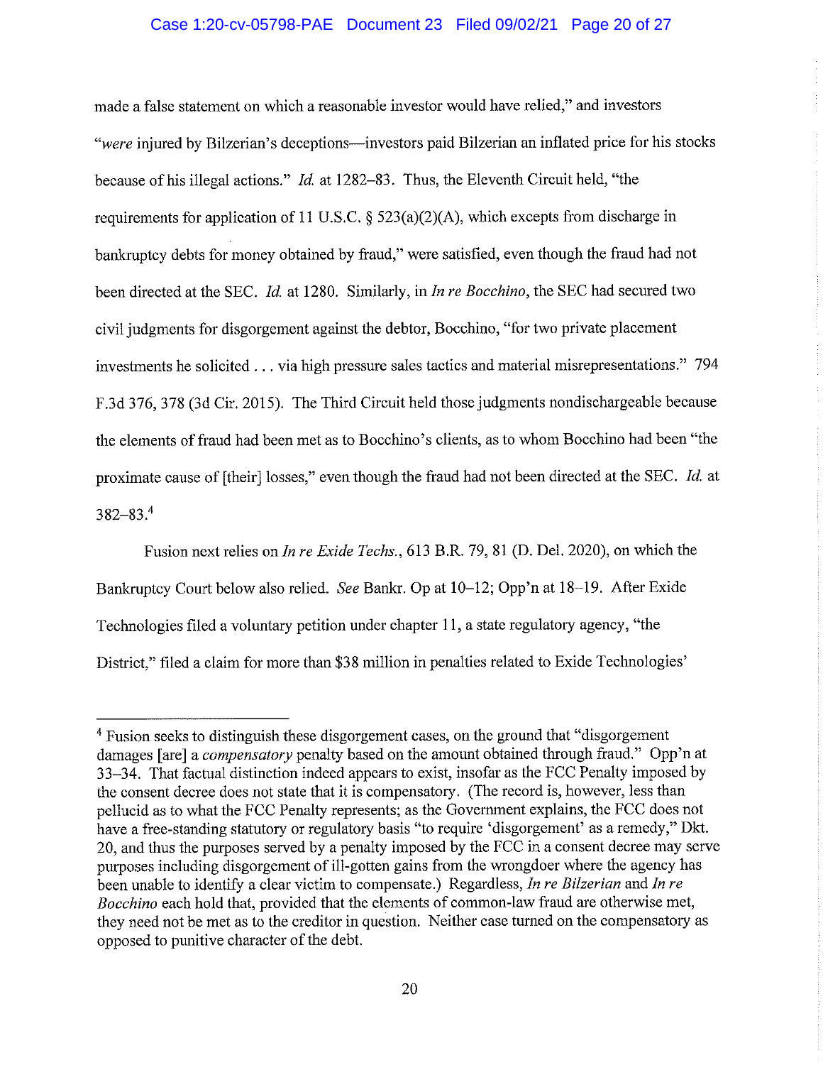made a false statement on which a reasonable investor would have relied," and investors "*were* injured by Bilzerian's deceptions—investors paid Bilzerian an inflated price for his stocks because of his illegal actions." *Id.* at 1282–83. Thus, the Eleventh Circuit held, "the requirements for application of 11 U.S.C. § 523(a)(2)(A), which excepts from discharge in bankruptcy debts for money obtained by fraud," were satisfied, even though the fraud had not been directed at the SEC. *Id.* at 1280. Similarly, in *In re Bocchino*, the SEC had secured two civil judgments for disgorgement against the debtor, Bocchino, "for two private placement investments he solicited . . . via high pressure sales tactics and material misrepresentations." 794 F.3d 376, 378 (3d Cir. 2015). The Third Circuit held those judgments nondischargeable because the elements of fraud had been met as to Bocchino's clients, as to whom Bocchino had been "the proximate cause of [their] losses," even though the fraud had not been directed at the SEC. *Id.* at 382–83.[4]

Fusion next relies on *In re Exide Techs.*, 613 B.R. 79, 81 (D. Del. 2020), on which the Bankruptcy Court below also relied. *See* Bankr. Op at 10–12; Opp'n at 18–19. After Exide Technologies filed a voluntary petition under chapter 11, a state regulatory agency, "the District," filed a claim for more than $38 million in penalties related to Exide Technologies'

---

[4] Fusion seeks to distinguish these disgorgement cases, on the ground that "disgorgement damages [are] a *compensatory* penalty based on the amount obtained through fraud." Opp'n at 33–34. That factual distinction indeed appears to exist, insofar as the FCC Penalty imposed by the consent decree does not state that it is compensatory. (The record is, however, less than pellucid as to what the FCC Penalty represents; as the Government explains, the FCC does not have a free-standing statutory or regulatory basis "to require 'disgorgement' as a remedy," Dkt. 20, and thus the purposes served by a penalty imposed by the FCC in a consent decree may serve purposes including disgorgement of ill-gotten gains from the wrongdoer where the agency has been unable to identify a clear victim to compensate.) Regardless, *In re Bilzerian* and *In re Bocchino* each hold that, provided that the elements of common-law fraud are otherwise met, they need not be met as to the creditor in question. Neither case turned on the compensatory as opposed to punitive character of the debt.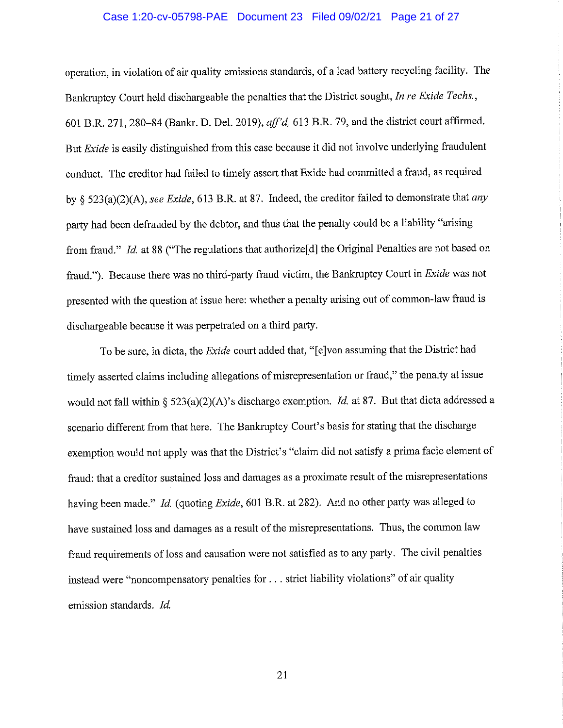operation, in violation of air quality emissions standards, of a lead battery recycling facility. The Bankruptcy Court held dischargeable the penalties that the District sought, *In re Exide Techs.*, 601 B.R. 271, 280–84 (Bankr. D. Del. 2019), *aff'd*, 613 B.R. 79, and the district court affirmed. But *Exide* is easily distinguished from this case because it did not involve underlying fraudulent conduct. The creditor had failed to timely assert that Exide had committed a fraud, as required by § 523(a)(2)(A), *see Exide*, 613 B.R. at 87. Indeed, the creditor failed to demonstrate that *any* party had been defrauded by the debtor, and thus that the penalty could be a liability "arising from fraud." *Id.* at 88 ("The regulations that authorize[d] the Original Penalties are not based on fraud."). Because there was no third-party fraud victim, the Bankruptcy Court in *Exide* was not presented with the question at issue here: whether a penalty arising out of common-law fraud is dischargeable because it was perpetrated on a third party.

To be sure, in dicta, the *Exide* court added that, "[e]ven assuming that the District had timely asserted claims including allegations of misrepresentation or fraud," the penalty at issue would not fall within § 523(a)(2)(A)'s discharge exemption. *Id.* at 87. But that dicta addressed a scenario different from that here. The Bankruptcy Court's basis for stating that the discharge exemption would not apply was that the District's "claim did not satisfy a prima facie element of fraud: that a creditor sustained loss and damages as a proximate result of the misrepresentations having been made." *Id.* (quoting *Exide*, 601 B.R. at 282). And no other party was alleged to have sustained loss and damages as a result of the misrepresentations. Thus, the common law fraud requirements of loss and causation were not satisfied as to any party. The civil penalties instead were "noncompensatory penalties for . . . strict liability violations" of air quality emission standards. *Id.*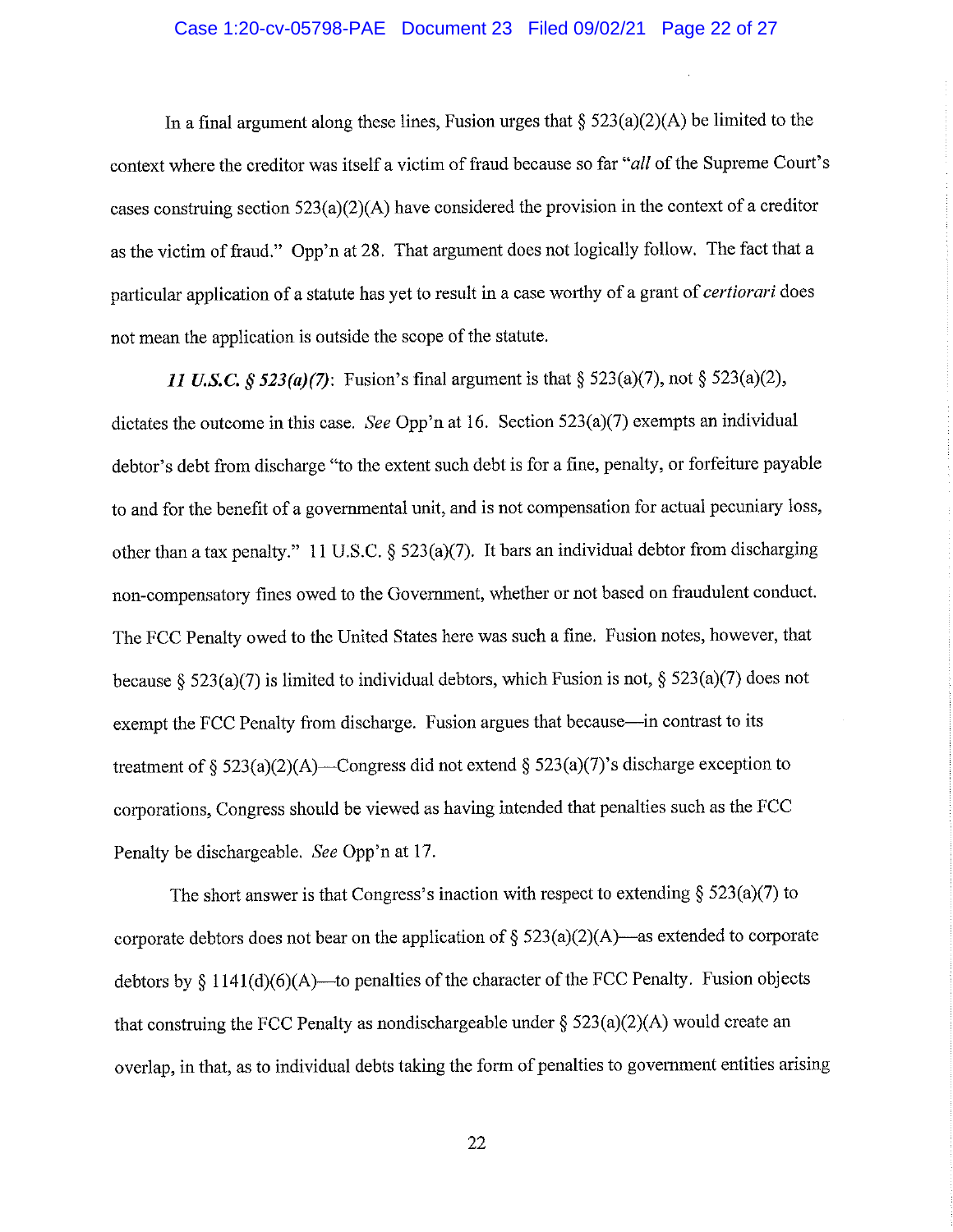In a final argument along these lines, Fusion urges that § 523(a)(2)(A) be limited to the context where the creditor was itself a victim of fraud because so far "*all* of the Supreme Court's cases construing section 523(a)(2)(A) have considered the provision in the context of a creditor as the victim of fraud." Opp'n at 28. That argument does not logically follow. The fact that a particular application of a statute has yet to result in a case worthy of a grant of *certiorari* does not mean the application is outside the scope of the statute.

***11 U.S.C. § 523(a)(7)***: Fusion's final argument is that § 523(a)(7), not § 523(a)(2), dictates the outcome in this case. *See* Opp'n at 16. Section 523(a)(7) exempts an individual debtor's debt from discharge "to the extent such debt is for a fine, penalty, or forfeiture payable to and for the benefit of a governmental unit, and is not compensation for actual pecuniary loss, other than a tax penalty." 11 U.S.C. § 523(a)(7). It bars an individual debtor from discharging non-compensatory fines owed to the Government, whether or not based on fraudulent conduct. The FCC Penalty owed to the United States here was such a fine. Fusion notes, however, that because § 523(a)(7) is limited to individual debtors, which Fusion is not, § 523(a)(7) does not exempt the FCC Penalty from discharge. Fusion argues that because—in contrast to its treatment of § 523(a)(2)(A)—Congress did not extend § 523(a)(7)'s discharge exception to corporations, Congress should be viewed as having intended that penalties such as the FCC Penalty be dischargeable. *See* Opp'n at 17.

The short answer is that Congress's inaction with respect to extending § 523(a)(7) to corporate debtors does not bear on the application of § 523(a)(2)(A)—as extended to corporate debtors by § 1141(d)(6)(A)—to penalties of the character of the FCC Penalty. Fusion objects that construing the FCC Penalty as nondischargeable under § 523(a)(2)(A) would create an overlap, in that, as to individual debts taking the form of penalties to government entities arising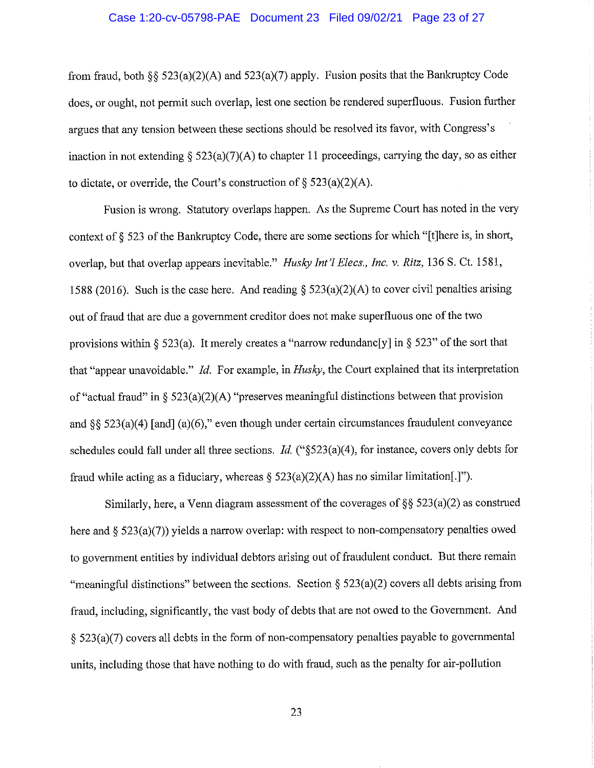from fraud, both §§ 523(a)(2)(A) and 523(a)(7) apply. Fusion posits that the Bankruptcy Code does, or ought, not permit such overlap, lest one section be rendered superfluous. Fusion further argues that any tension between these sections should be resolved its favor, with Congress's inaction in not extending § 523(a)(7)(A) to chapter 11 proceedings, carrying the day, so as either to dictate, or override, the Court's construction of § 523(a)(2)(A).

Fusion is wrong. Statutory overlaps happen. As the Supreme Court has noted in the very context of § 523 of the Bankruptcy Code, there are some sections for which "[t]here is, in short, overlap, but that overlap appears inevitable." *Husky Int'l Elecs., Inc. v. Ritz*, 136 S. Ct. 1581, 1588 (2016). Such is the case here. And reading § 523(a)(2)(A) to cover civil penalties arising out of fraud that are due a government creditor does not make superfluous one of the two provisions within § 523(a). It merely creates a "narrow redundanc[y] in § 523" of the sort that that "appear unavoidable." *Id.* For example, in *Husky*, the Court explained that its interpretation of "actual fraud" in § 523(a)(2)(A) "preserves meaningful distinctions between that provision and §§ 523(a)(4) [and] (a)(6)," even though under certain circumstances fraudulent conveyance schedules could fall under all three sections. *Id.* ("§523(a)(4), for instance, covers only debts for fraud while acting as a fiduciary, whereas § 523(a)(2)(A) has no similar limitation[.]").

Similarly, here, a Venn diagram assessment of the coverages of §§ 523(a)(2) as construed here and § 523(a)(7)) yields a narrow overlap: with respect to non-compensatory penalties owed to government entities by individual debtors arising out of fraudulent conduct. But there remain "meaningful distinctions" between the sections. Section § 523(a)(2) covers all debts arising from fraud, including, significantly, the vast body of debts that are not owed to the Government. And § 523(a)(7) covers all debts in the form of non-compensatory penalties payable to governmental units, including those that have nothing to do with fraud, such as the penalty for air-pollution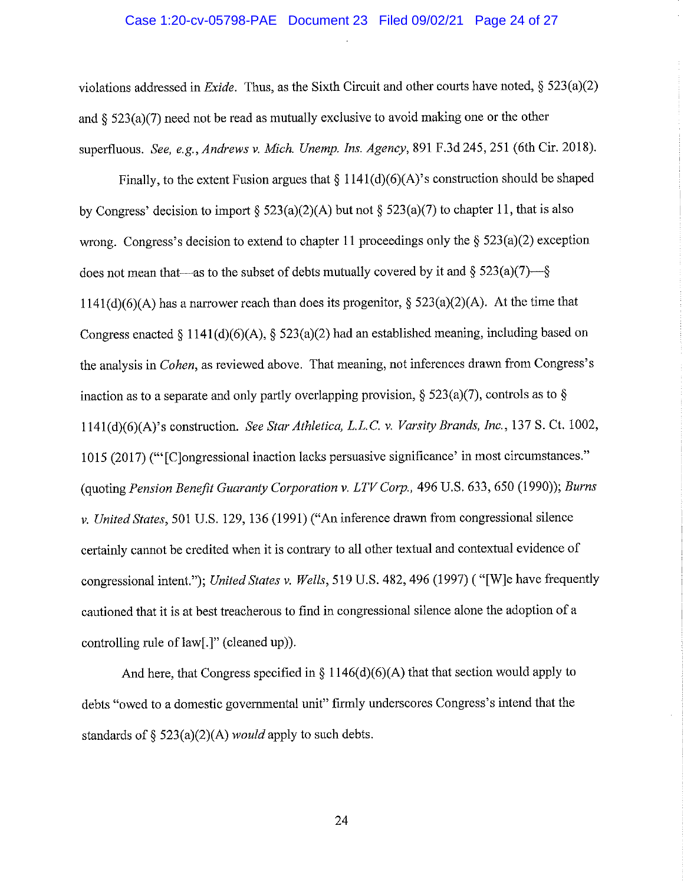violations addressed in *Exide*. Thus, as the Sixth Circuit and other courts have noted, § 523(a)(2) and § 523(a)(7) need not be read as mutually exclusive to avoid making one or the other superfluous. *See, e.g.*, *Andrews v. Mich. Unemp. Ins. Agency*, 891 F.3d 245, 251 (6th Cir. 2018).

Finally, to the extent Fusion argues that § 1141(d)(6)(A)'s construction should be shaped by Congress' decision to import § 523(a)(2)(A) but not § 523(a)(7) to chapter 11, that is also wrong. Congress's decision to extend to chapter 11 proceedings only the § 523(a)(2) exception does not mean that—as to the subset of debts mutually covered by it and § 523(a)(7)—§ 1141(d)(6)(A) has a narrower reach than does its progenitor, § 523(a)(2)(A). At the time that Congress enacted § 1141(d)(6)(A), § 523(a)(2) had an established meaning, including based on the analysis in *Cohen*, as reviewed above. That meaning, not inferences drawn from Congress's inaction as to a separate and only partly overlapping provision, § 523(a)(7), controls as to § 1141(d)(6)(A)'s construction. *See Star Athletica, L.L.C. v. Varsity Brands, Inc.*, 137 S. Ct. 1002, 1015 (2017) ("'[C]ongressional inaction lacks persuasive significance' in most circumstances." (quoting *Pension Benefit Guaranty Corporation v. LTV Corp.*, 496 U.S. 633, 650 (1990)); *Burns v. United States*, 501 U.S. 129, 136 (1991) ("An inference drawn from congressional silence certainly cannot be credited when it is contrary to all other textual and contextual evidence of congressional intent."); *United States v. Wells*, 519 U.S. 482, 496 (1997) ( "[W]e have frequently cautioned that it is at best treacherous to find in congressional silence alone the adoption of a controlling rule of law[.]" (cleaned up)).

And here, that Congress specified in § 1146(d)(6)(A) that that section would apply to debts "owed to a domestic governmental unit" firmly underscores Congress's intend that the standards of § 523(a)(2)(A) *would* apply to such debts.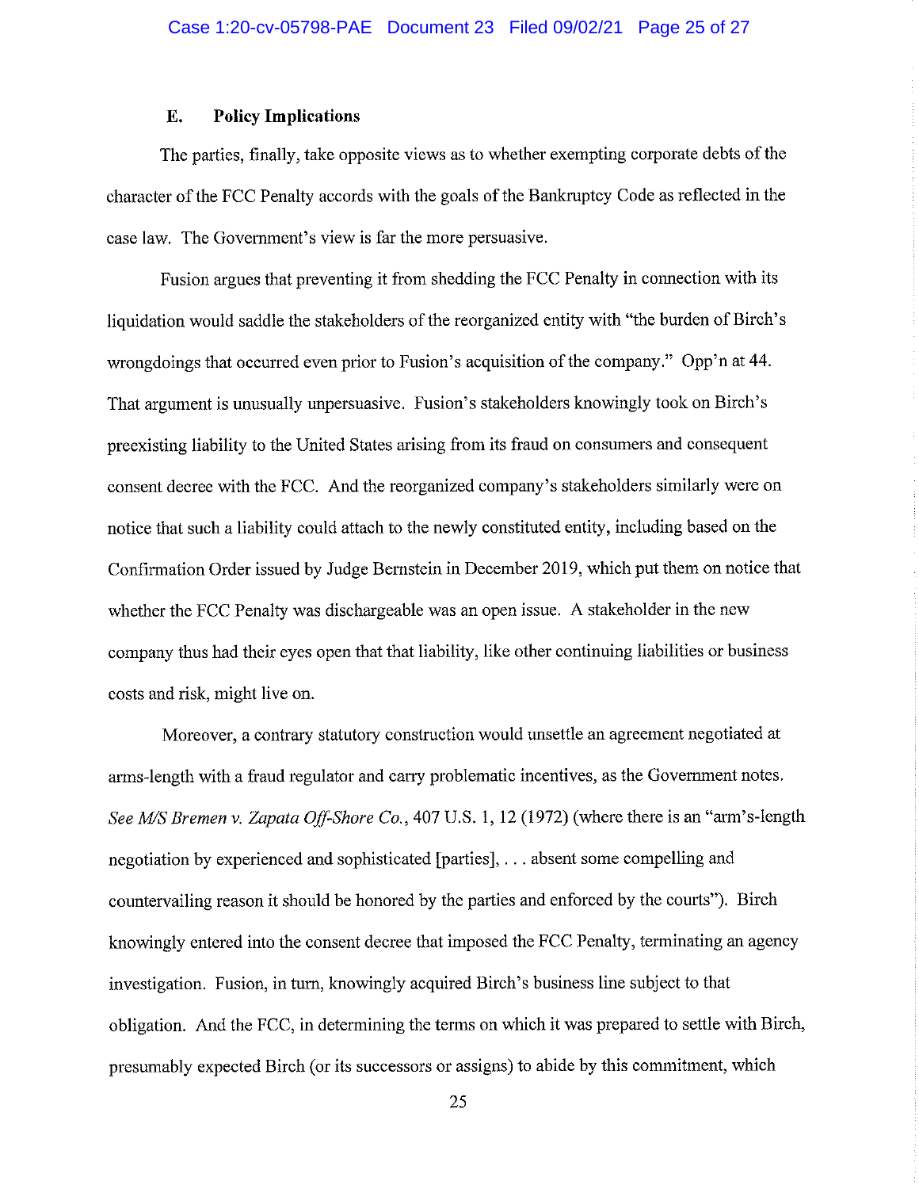### E. Policy Implications

The parties, finally, take opposite views as to whether exempting corporate debts of the character of the FCC Penalty accords with the goals of the Bankruptcy Code as reflected in the case law. The Government's view is far the more persuasive.

Fusion argues that preventing it from shedding the FCC Penalty in connection with its liquidation would saddle the stakeholders of the reorganized entity with "the burden of Birch's wrongdoings that occurred even prior to Fusion's acquisition of the company." Opp'n at 44. That argument is unusually unpersuasive. Fusion's stakeholders knowingly took on Birch's preexisting liability to the United States arising from its fraud on consumers and consequent consent decree with the FCC. And the reorganized company's stakeholders similarly were on notice that such a liability could attach to the newly constituted entity, including based on the Confirmation Order issued by Judge Bernstein in December 2019, which put them on notice that whether the FCC Penalty was dischargeable was an open issue. A stakeholder in the new company thus had their eyes open that that liability, like other continuing liabilities or business costs and risk, might live on.

Moreover, a contrary statutory construction would unsettle an agreement negotiated at arms-length with a fraud regulator and carry problematic incentives, as the Government notes. *See M/S Bremen v. Zapata Off-Shore Co.*, 407 U.S. 1, 12 (1972) (where there is an "arm's-length negotiation by experienced and sophisticated [parties], . . . absent some compelling and countervailing reason it should be honored by the parties and enforced by the courts"). Birch knowingly entered into the consent decree that imposed the FCC Penalty, terminating an agency investigation. Fusion, in turn, knowingly acquired Birch's business line subject to that obligation. And the FCC, in determining the terms on which it was prepared to settle with Birch, presumably expected Birch (or its successors or assigns) to abide by this commitment, which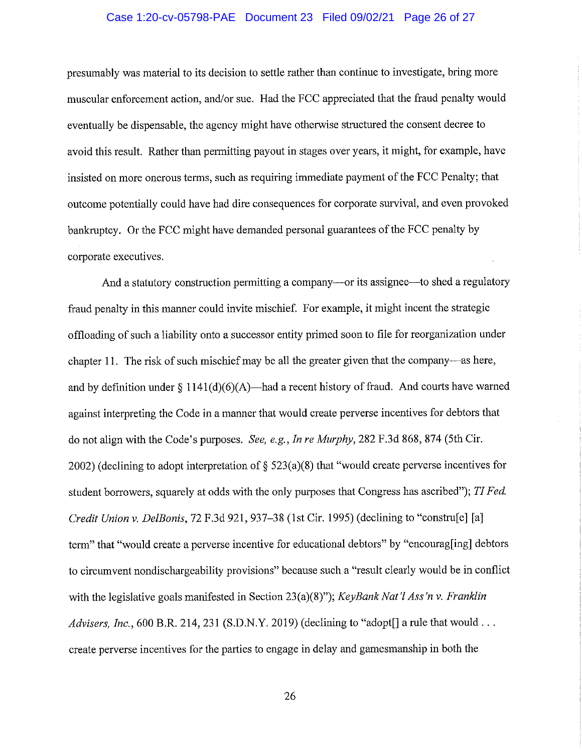presumably was material to its decision to settle rather than continue to investigate, bring more muscular enforcement action, and/or sue. Had the FCC appreciated that the fraud penalty would eventually be dispensable, the agency might have otherwise structured the consent decree to avoid this result. Rather than permitting payout in stages over years, it might, for example, have insisted on more onerous terms, such as requiring immediate payment of the FCC Penalty; that outcome potentially could have had dire consequences for corporate survival, and even provoked bankruptcy. Or the FCC might have demanded personal guarantees of the FCC penalty by corporate executives.

And a statutory construction permitting a company—or its assignee—to shed a regulatory fraud penalty in this manner could invite mischief. For example, it might incent the strategic offloading of such a liability onto a successor entity primed soon to file for reorganization under chapter 11. The risk of such mischief may be all the greater given that the company—as here, and by definition under § 1141(d)(6)(A)—had a recent history of fraud. And courts have warned against interpreting the Code in a manner that would create perverse incentives for debtors that do not align with the Code's purposes. *See, e.g.*, *In re Murphy*, 282 F.3d 868, 874 (5th Cir. 2002) (declining to adopt interpretation of § 523(a)(8) that "would create perverse incentives for student borrowers, squarely at odds with the only purposes that Congress has ascribed"); *TI Fed. Credit Union v. DelBonis*, 72 F.3d 921, 937–38 (1st Cir. 1995) (declining to "constru[e] [a] term" that "would create a perverse incentive for educational debtors" by "encourag[ing] debtors to circumvent nondischargeability provisions" because such a "result clearly would be in conflict with the legislative goals manifested in Section 23(a)(8)"); *KeyBank Nat'l Ass'n v. Franklin Advisers, Inc.*, 600 B.R. 214, 231 (S.D.N.Y. 2019) (declining to "adopt[] a rule that would . . . create perverse incentives for the parties to engage in delay and gamesmanship in both the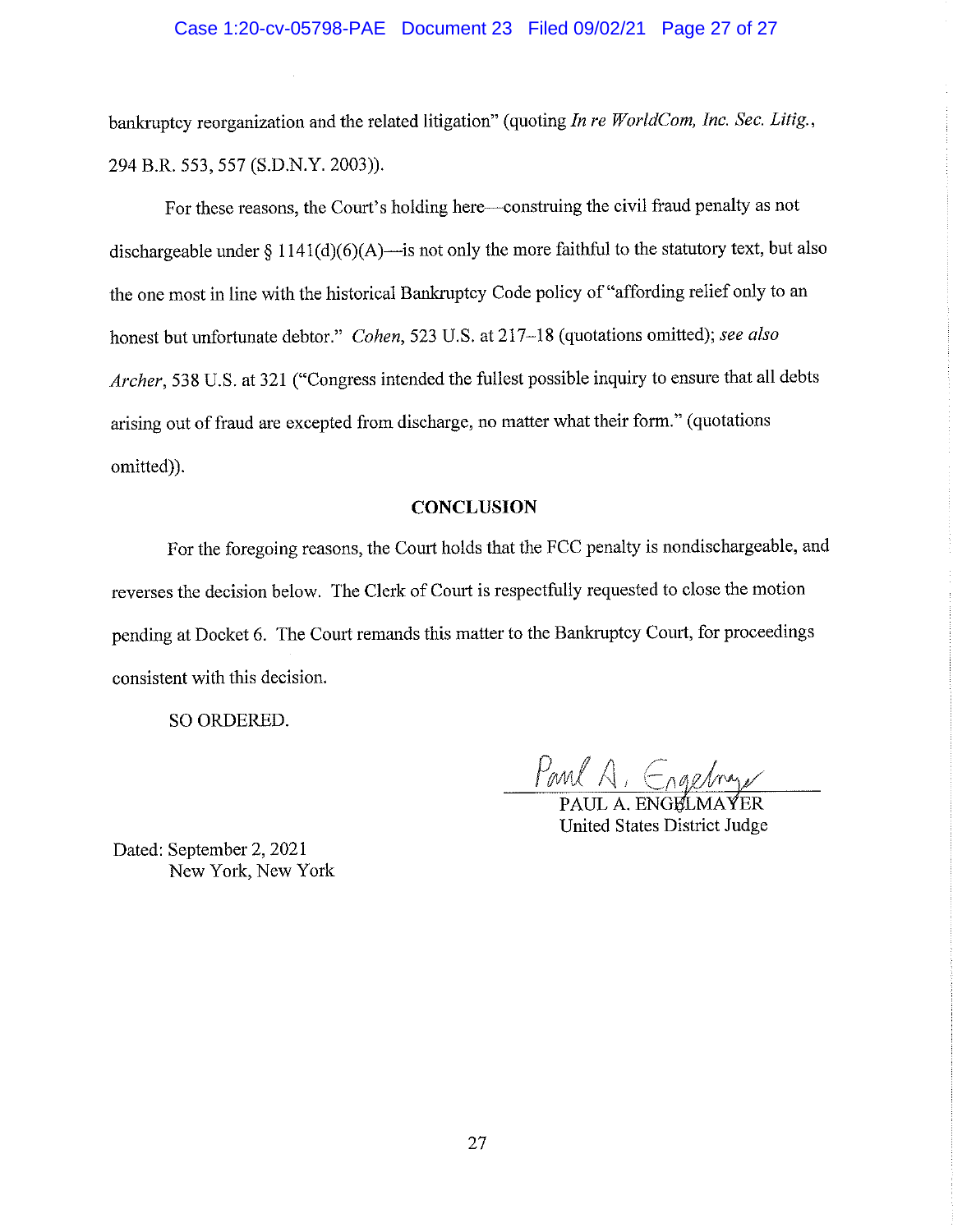bankruptcy reorganization and the related litigation" (quoting *In re WorldCom, Inc. Sec. Litig.*, 294 B.R. 553, 557 (S.D.N.Y. 2003)).

For these reasons, the Court's holding here—construing the civil fraud penalty as not dischargeable under § 1141(d)(6)(A)—is not only the more faithful to the statutory text, but also the one most in line with the historical Bankruptcy Code policy of "affording relief only to an honest but unfortunate debtor." *Cohen*, 523 U.S. at 217–18 (quotations omitted); *see also Archer*, 538 U.S. at 321 ("Congress intended the fullest possible inquiry to ensure that all debts arising out of fraud are excepted from discharge, no matter what their form." (quotations omitted)).

## CONCLUSION

For the foregoing reasons, the Court holds that the FCC penalty is nondischargeable, and reverses the decision below. The Clerk of Court is respectfully requested to close the motion pending at Docket 6. The Court remands this matter to the Bankruptcy Court, for proceedings consistent with this decision.

SO ORDERED.

Paul A. Engelmayer

PAUL A. ENGELMAYER
United States District Judge

Dated: September 2, 2021
New York, New York